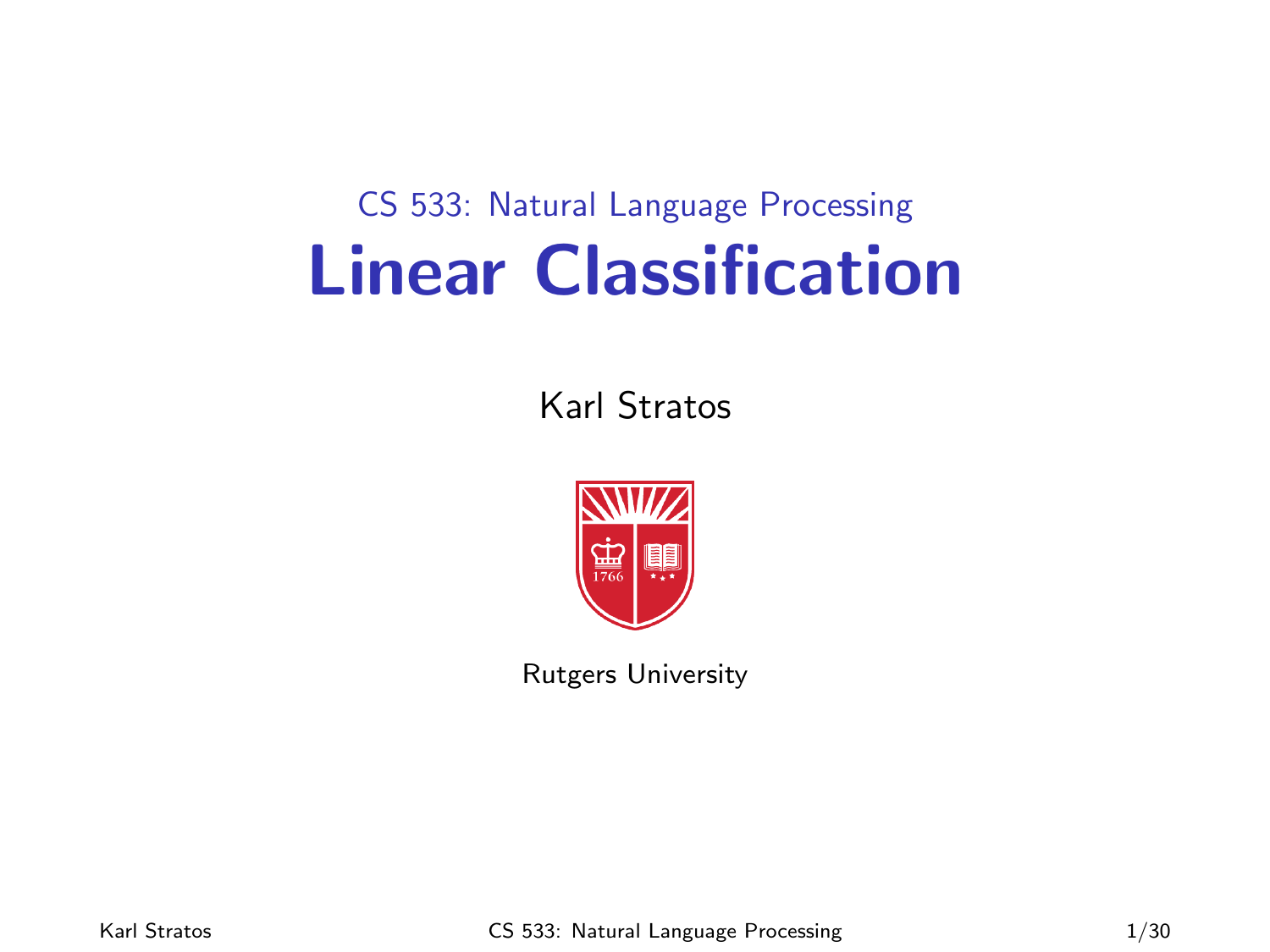CS 533: Natural Language Processing

# Linear Classification

Karl Stratos

Rutgers University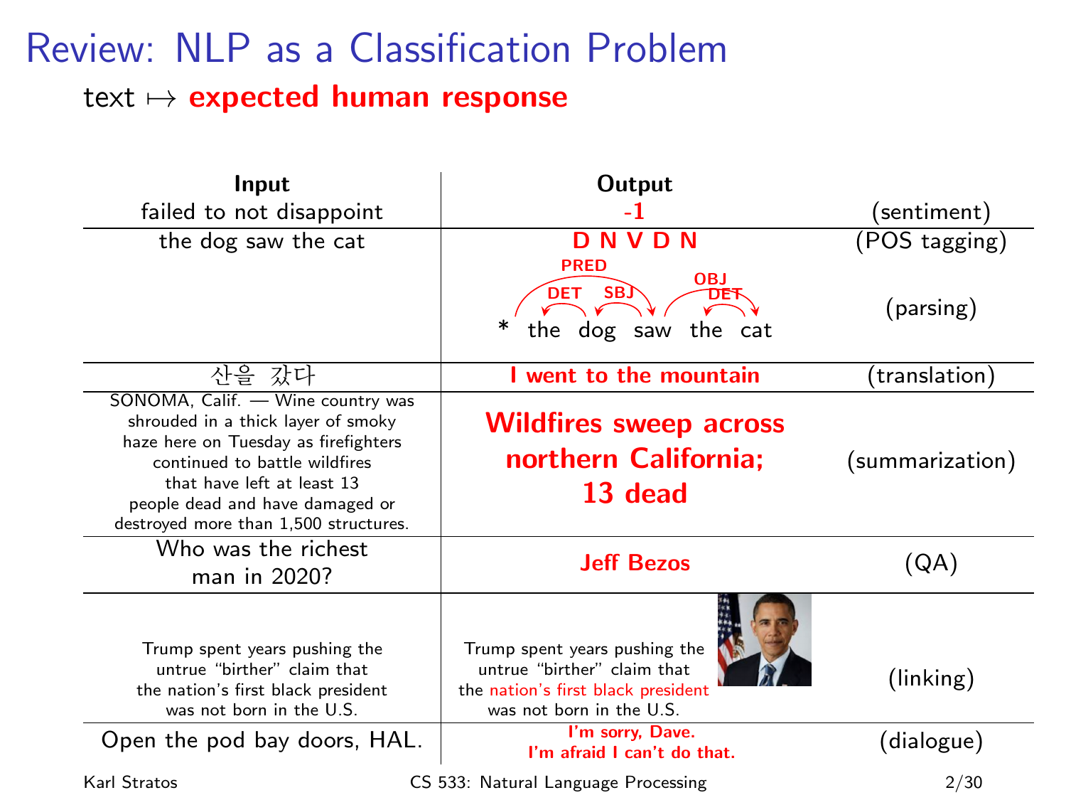# Review: NLP as a Classification Problem

text $\mapsto$ **expected human response**

| Input | Output | |
|---|---|---|
| failed to not disappoint | **-1** | (sentiment) |
| the dog saw the cat | **D N V D N** | (POS tagging) |
| | * the dog saw the cat (arcs: PRED, DET, SBJ, OBJ, DET) | (parsing) |
| 산을 갔다 | **I went to the mountain** | (translation) |
| SONOMA, Calif. — Wine country was shrouded in a thick layer of smoky haze here on Tuesday as firefighters continued to battle wildfires that have left at least 13 people dead and have damaged or destroyed more than 1,500 structures. | **Wildfires sweep across northern California; 13 dead** | (summarization) |
| Who was the richest man in 2020? | **Jeff Bezos** | (QA) |
| Trump spent years pushing the untrue "birther" claim that the nation's first black president was not born in the U.S. | Trump spent years pushing the untrue "birther" claim that the **nation's first black president** was not born in the U.S. | (linking) |
| Open the pod bay doors, HAL. | **I'm sorry, Dave. I'm afraid I can't do that.** | (dialogue) |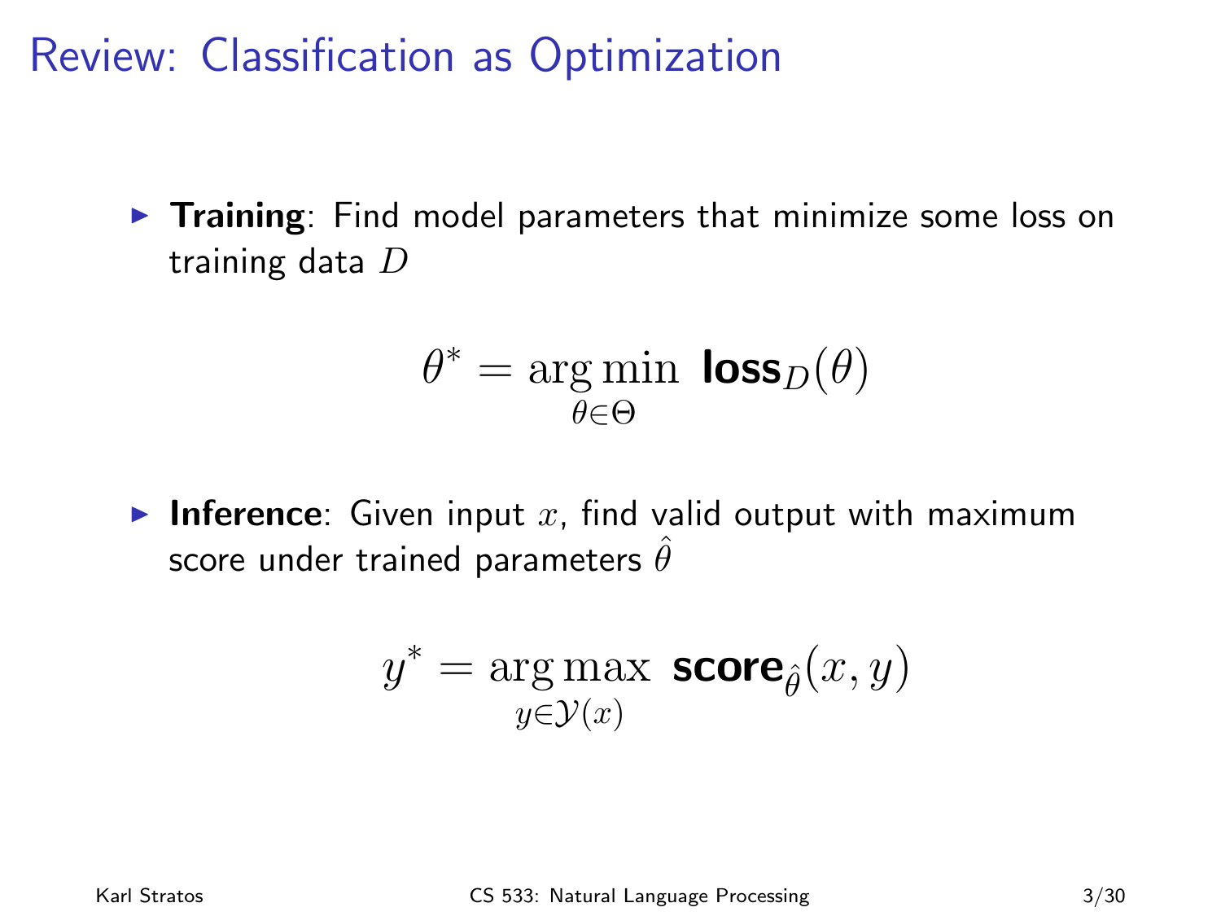# Review: Classification as Optimization

- **Training**: Find model parameters that minimize some loss on training data $D$

$$\theta^* = \arg\min_{\theta \in \Theta} \ \textbf{loss}_D(\theta)$$

- **Inference**: Given input $x$, find valid output with maximum score under trained parameters $\hat{\theta}$

$$y^* = \arg\max_{y \in \mathcal{Y}(x)} \ \textbf{score}_{\hat{\theta}}(x, y)$$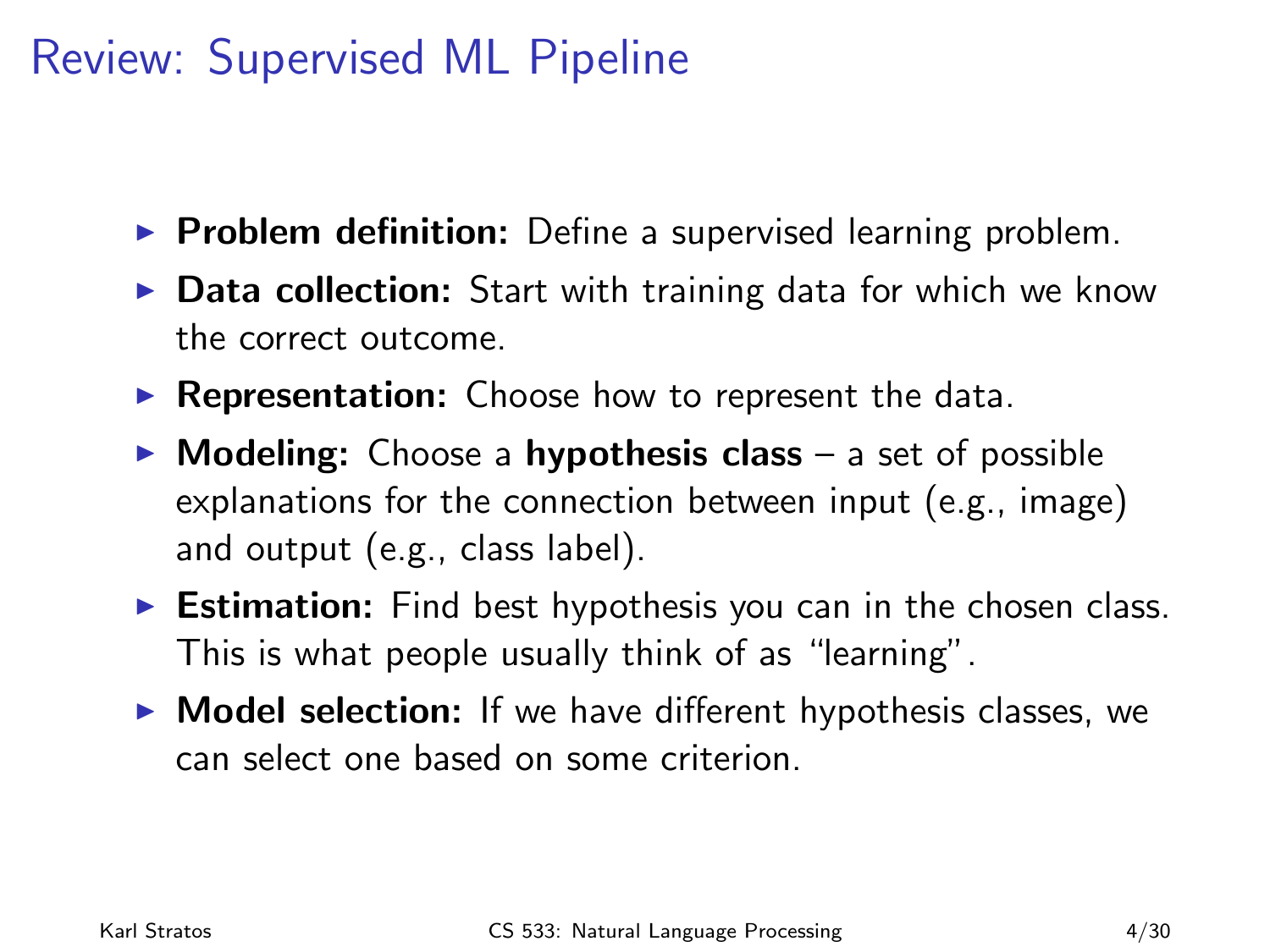# Review: Supervised ML Pipeline

- **Problem definition:** Define a supervised learning problem.
- **Data collection:** Start with training data for which we know the correct outcome.
- **Representation:** Choose how to represent the data.
- **Modeling:** Choose a **hypothesis class** – a set of possible explanations for the connection between input (e.g., image) and output (e.g., class label).
- **Estimation:** Find best hypothesis you can in the chosen class. This is what people usually think of as "learning".
- **Model selection:** If we have different hypothesis classes, we can select one based on some criterion.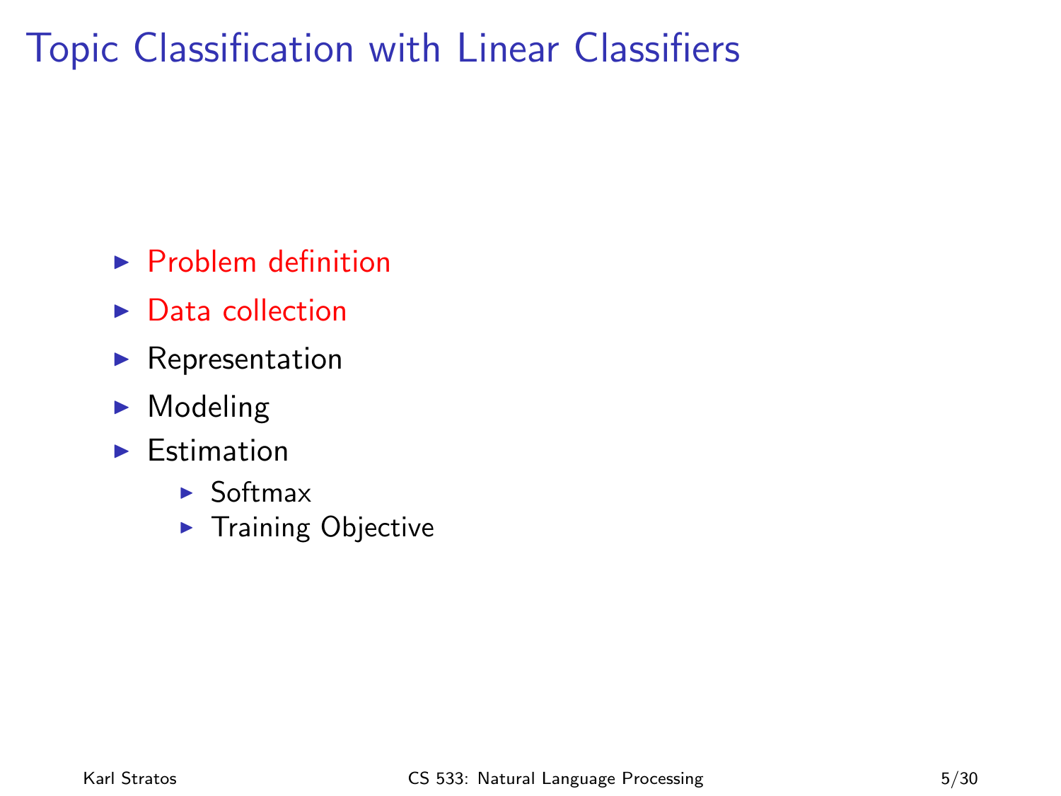# Topic Classification with Linear Classifiers

- Problem definition
- Data collection
- Representation
- Modeling
- Estimation
  - Softmax
  - Training Objective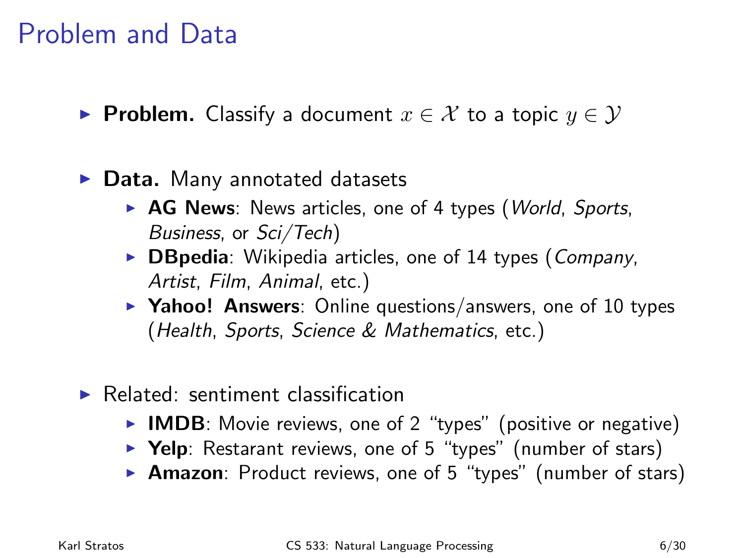# Problem and Data

- **Problem.** Classify a document $x \in \mathcal{X}$ to a topic $y \in \mathcal{Y}$

- **Data.** Many annotated datasets
  - **AG News**: News articles, one of 4 types (*World*, *Sports*, *Business*, or *Sci/Tech*)
  - **DBpedia**: Wikipedia articles, one of 14 types (*Company*, *Artist*, *Film*, *Animal*, etc.)
  - **Yahoo! Answers**: Online questions/answers, one of 10 types (*Health*, *Sports*, *Science & Mathematics*, etc.)

- Related: sentiment classification
  - **IMDB**: Movie reviews, one of 2 "types" (positive or negative)
  - **Yelp**: Restarant reviews, one of 5 "types" (number of stars)
  - **Amazon**: Product reviews, one of 5 "types" (number of stars)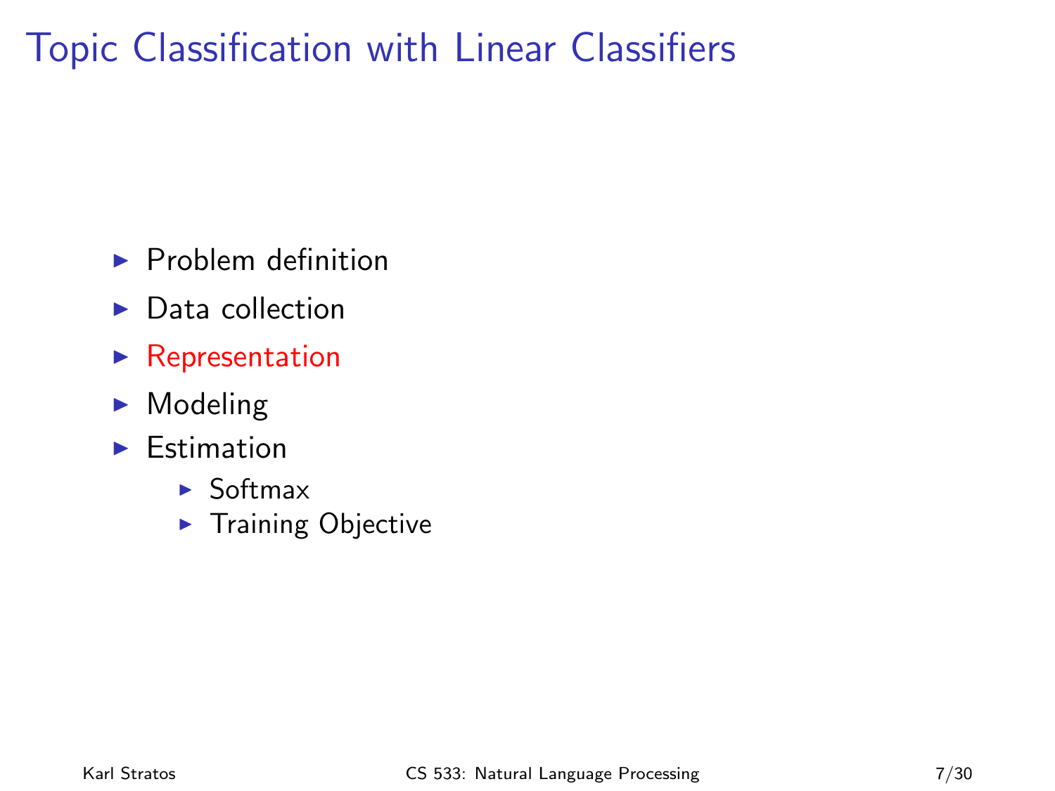# Topic Classification with Linear Classifiers

- Problem definition
- Data collection
- Representation
- Modeling
- Estimation
  - Softmax
  - Training Objective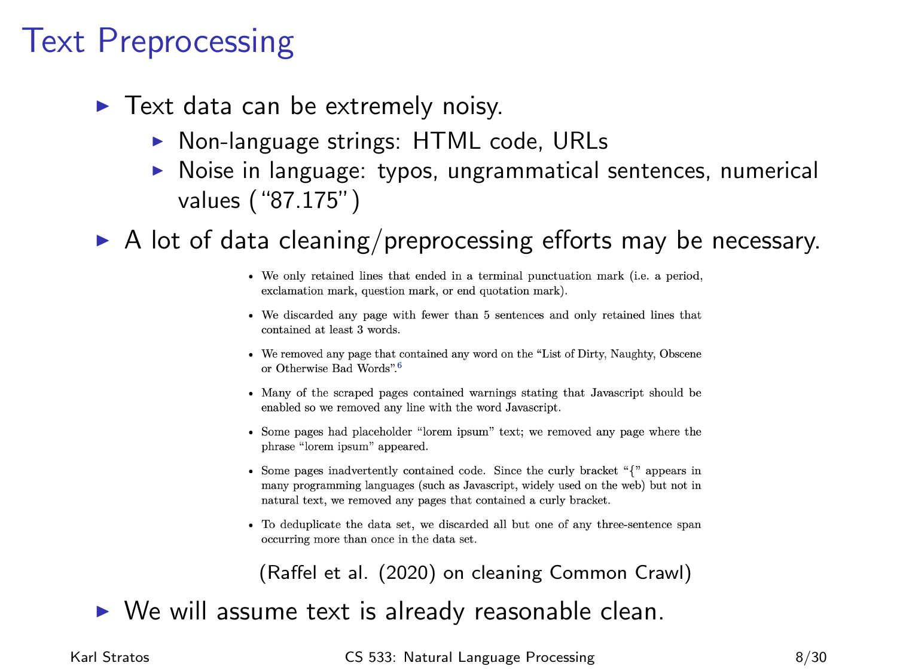# Text Preprocessing

- Text data can be extremely noisy.
  - Non-language strings: HTML code, URLs
  - Noise in language: typos, ungrammatical sentences, numerical values ("87.175")
- A lot of data cleaning/preprocessing efforts may be necessary.

> - We only retained lines that ended in a terminal punctuation mark (i.e. a period, exclamation mark, question mark, or end quotation mark).
> - We discarded any page with fewer than 5 sentences and only retained lines that contained at least 3 words.
> - We removed any page that contained any word on the "List of Dirty, Naughty, Obscene or Otherwise Bad Words".[6]
> - Many of the scraped pages contained warnings stating that Javascript should be enabled so we removed any line with the word Javascript.
> - Some pages had placeholder "lorem ipsum" text; we removed any page where the phrase "lorem ipsum" appeared.
> - Some pages inadvertently contained code. Since the curly bracket "{" appears in many programming languages (such as Javascript, widely used on the web) but not in natural text, we removed any pages that contained a curly bracket.
> - To deduplicate the data set, we discarded all but one of any three-sentence span occurring more than once in the data set.

(Raffel et al. (2020) on cleaning Common Crawl)

- We will assume text is already reasonable clean.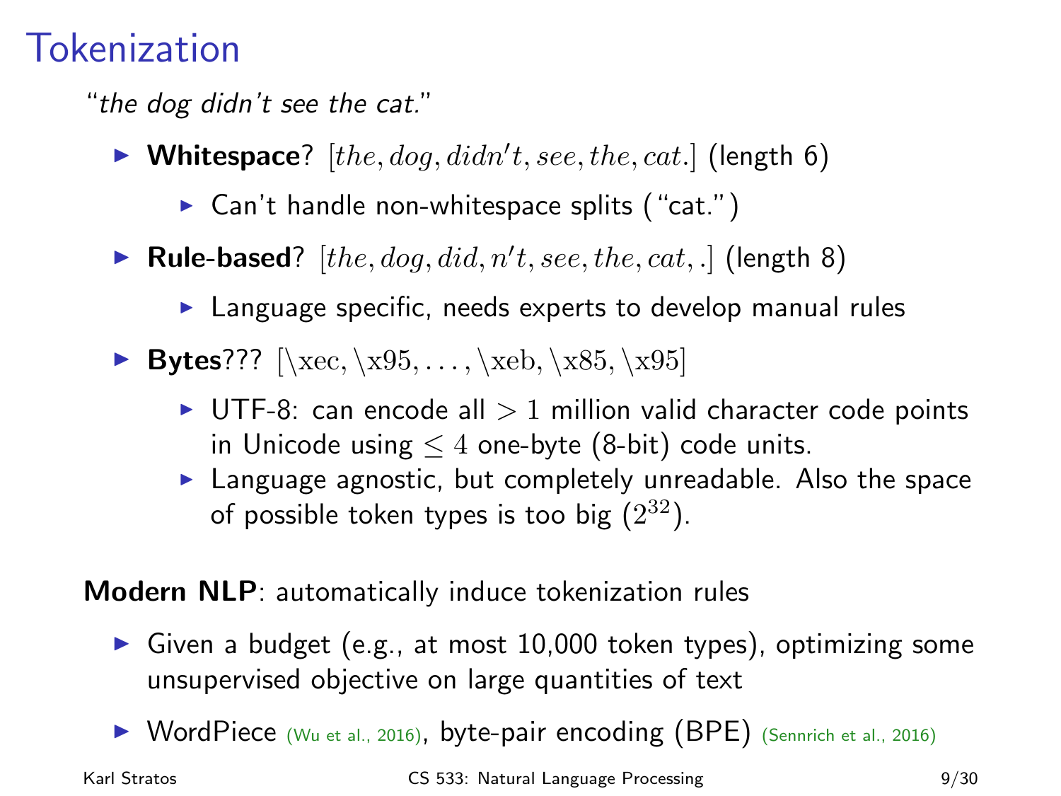# Tokenization

"*the dog didn't see the cat.*"

- **Whitespace**? $[the, dog, didn't, see, the, cat.]$ (length 6)
  - Can't handle non-whitespace splits ("cat.")
- **Rule-based**? $[the, dog, did, n't, see, the, cat, .]$ (length 8)
  - Language specific, needs experts to develop manual rules
- **Bytes**??? $[\backslash\text{xec}, \backslash\text{x95}, \ldots, \backslash\text{xeb}, \backslash\text{x85}, \backslash\text{x95}]$
  - UTF-8: can encode all $> 1$ million valid character code points in Unicode using $\leq 4$ one-byte (8-bit) code units.
  - Language agnostic, but completely unreadable. Also the space of possible token types is too big ($2^{32}$).

**Modern NLP**: automatically induce tokenization rules

- Given a budget (e.g., at most 10,000 token types), optimizing some unsupervised objective on large quantities of text
- WordPiece (Wu et al., 2016), byte-pair encoding (BPE) (Sennrich et al., 2016)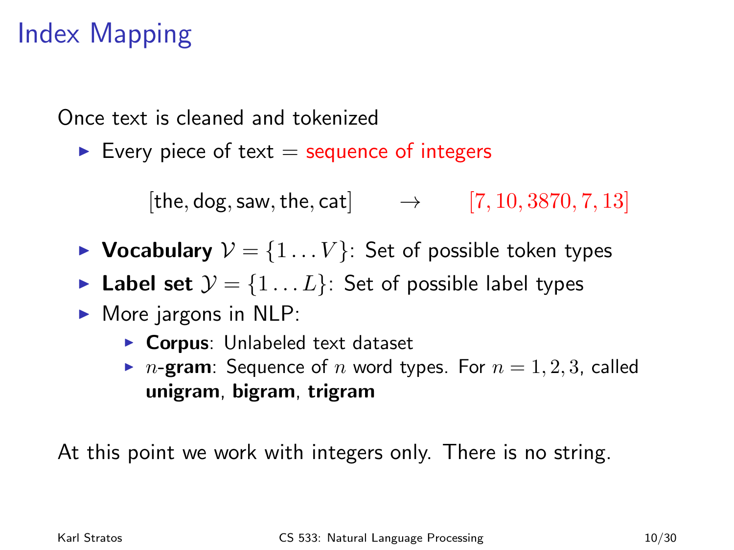# Index Mapping

Once text is cleaned and tokenized

- Every piece of text = sequence of integers

$$[\text{the}, \text{dog}, \text{saw}, \text{the}, \text{cat}] \quad \rightarrow \quad [7, 10, 3870, 7, 13]$$

- **Vocabulary** $\mathcal{V} = \{1 \ldots V\}$: Set of possible token types
- **Label set** $\mathcal{Y} = \{1 \ldots L\}$: Set of possible label types
- More jargons in NLP:
  - **Corpus**: Unlabeled text dataset
  - $n$-**gram**: Sequence of $n$ word types. For $n = 1, 2, 3$, called **unigram**, **bigram**, **trigram**

At this point we work with integers only. There is no string.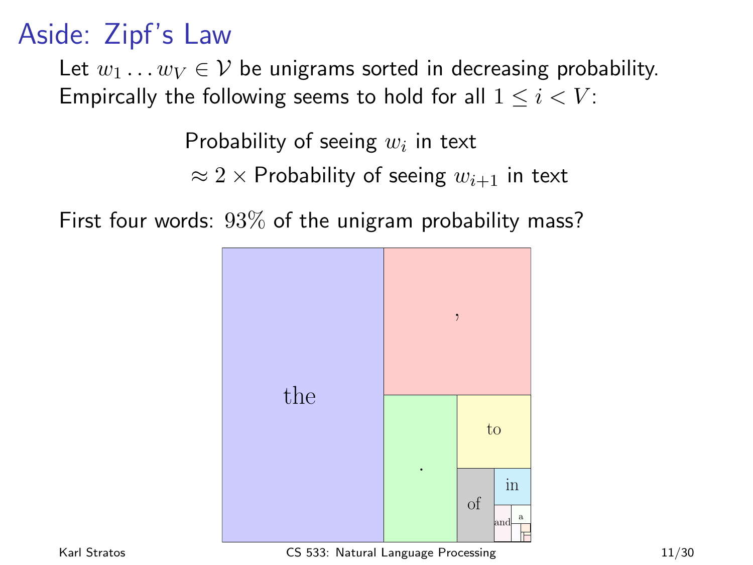# Aside: Zipf's Law

Let $w_1 \ldots w_V \in \mathcal{V}$ be unigrams sorted in decreasing probability. Empircally the following seems to hold for all $1 \leq i < V$:

$$\text{Probability of seeing } w_i \text{ in text}$$
$$\approx 2 \times \text{Probability of seeing } w_{i+1} \text{ in text}$$

First four words: $93\%$ of the unigram probability mass?

the , . to of in and a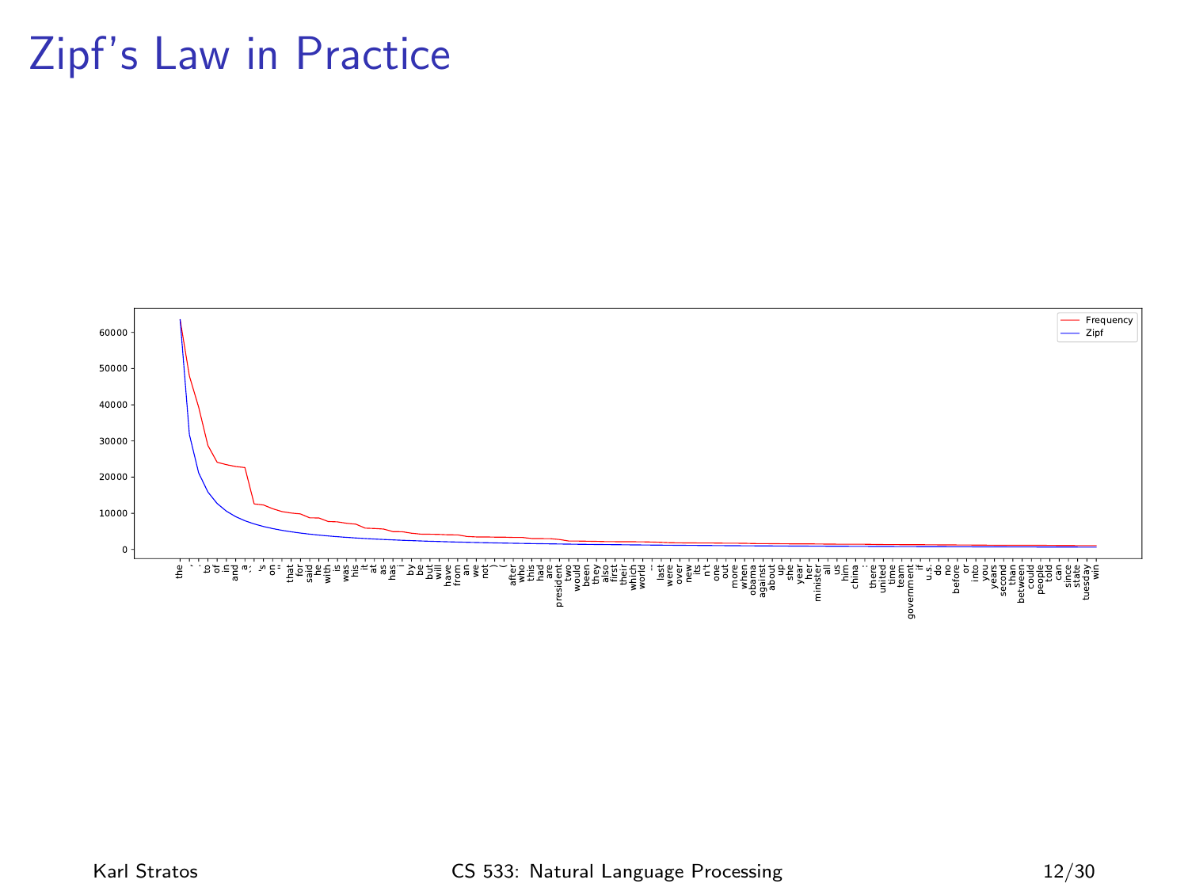# Zipf's Law in Practice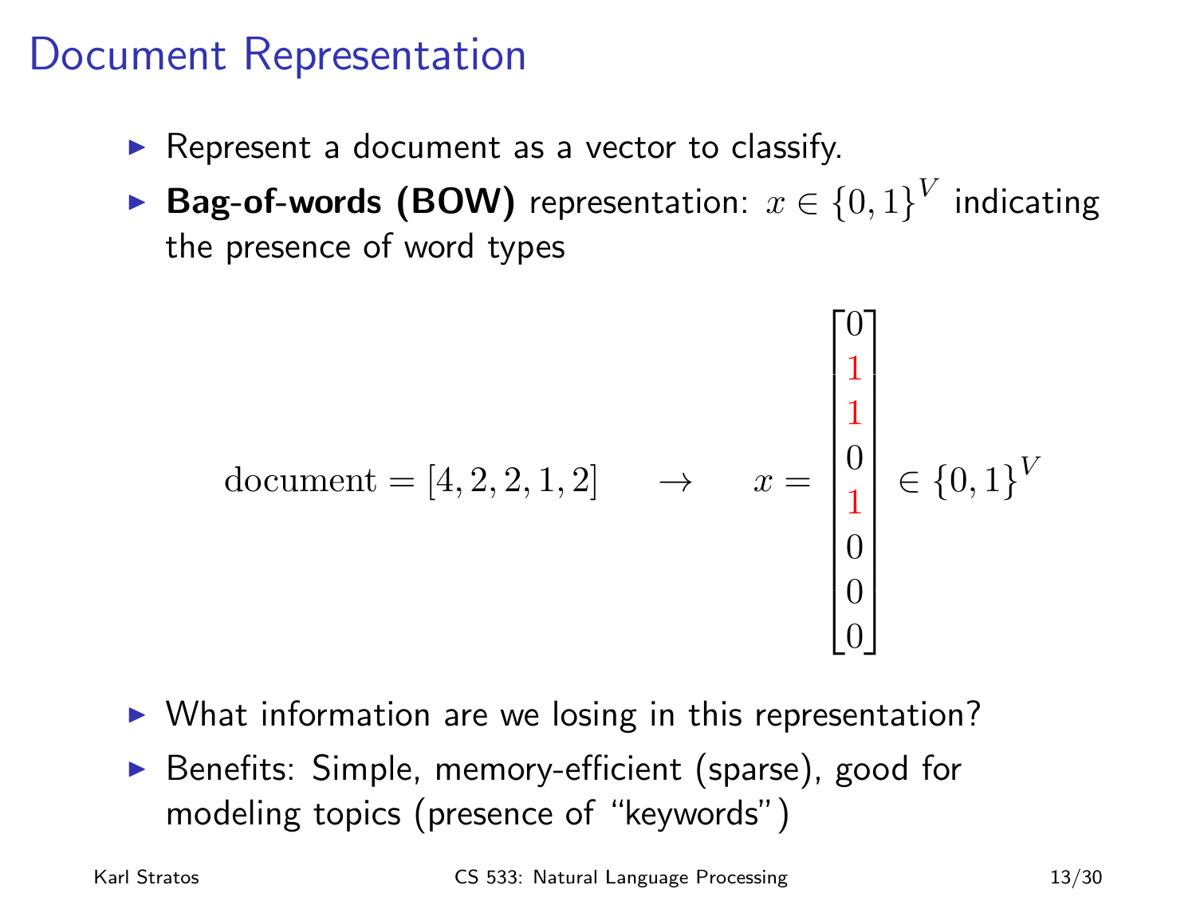# Document Representation

- Represent a document as a vector to classify.
- **Bag-of-words (BOW)** representation: $x \in \{0,1\}^V$ indicating the presence of word types

$$\text{document} = [4, 2, 2, 1, 2] \quad \rightarrow \quad x = \begin{bmatrix} 0 \\ 1 \\ 1 \\ 0 \\ 1 \\ 0 \\ 0 \\ 0 \end{bmatrix} \in \{0,1\}^V$$

- What information are we losing in this representation?
- Benefits: Simple, memory-efficient (sparse), good for modeling topics (presence of "keywords")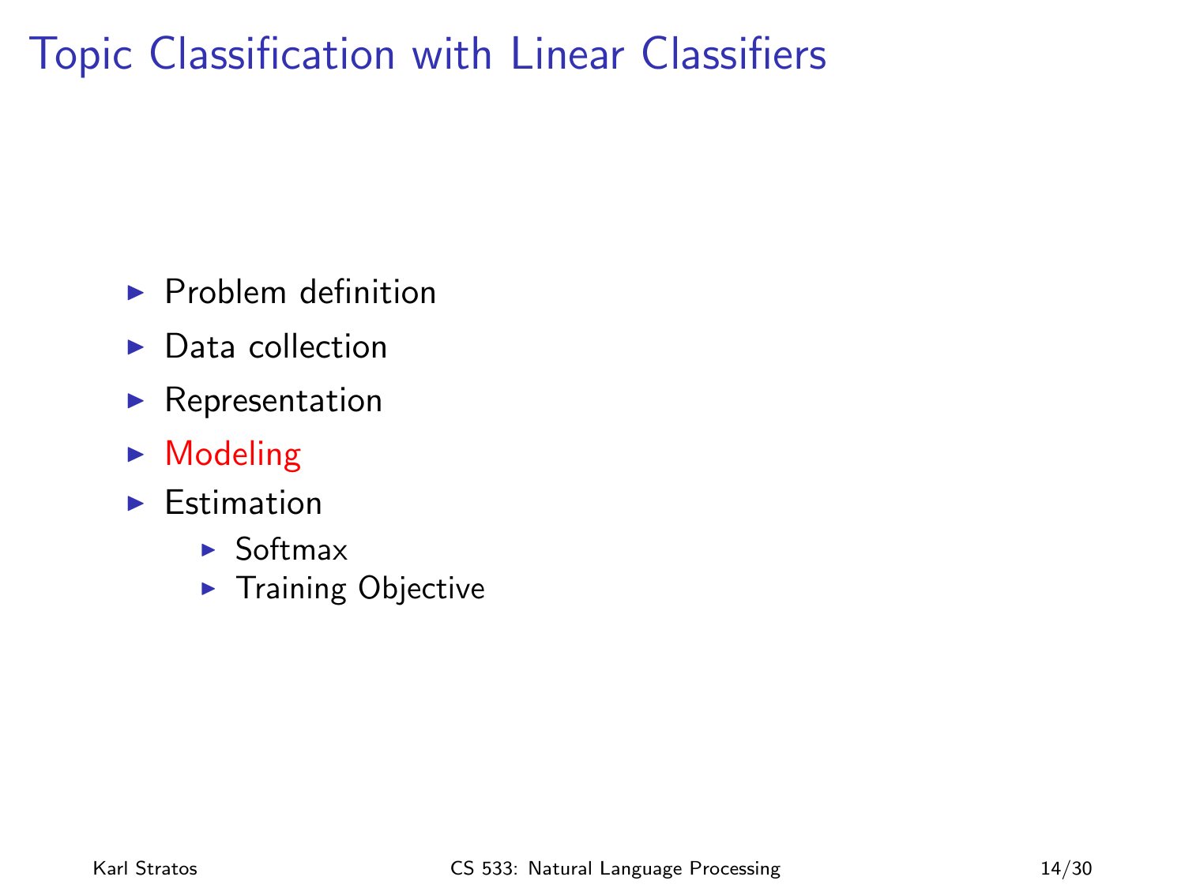# Topic Classification with Linear Classifiers

- Problem definition
- Data collection
- Representation
- Modeling
- Estimation
  - Softmax
  - Training Objective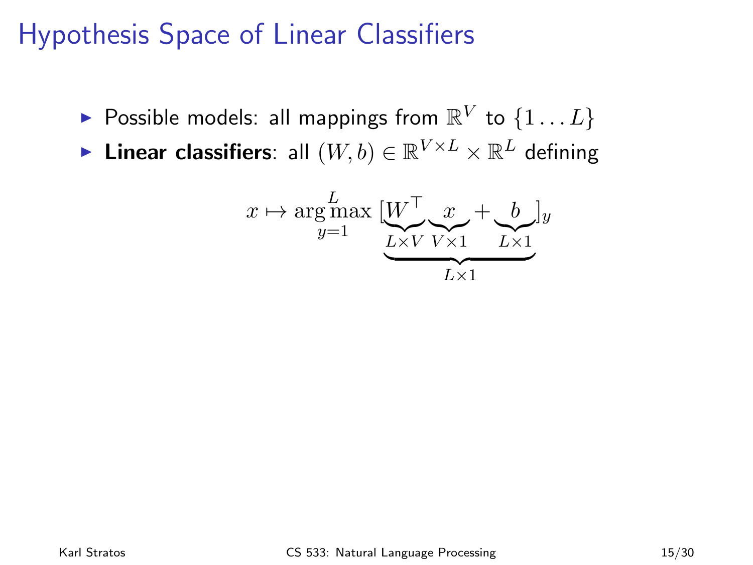# Hypothesis Space of Linear Classifiers

- Possible models: all mappings from $\mathbb{R}^V$ to $\{1 \ldots L\}$
- **Linear classifiers**: all $(W, b) \in \mathbb{R}^{V \times L} \times \mathbb{R}^L$ defining

$$x \mapsto \operatorname*{arg\,max}_{y=1}^{L} [\underbrace{\underbrace{W^\top}_{L \times V} \underbrace{x}_{V \times 1} + \underbrace{b}_{L \times 1}}_{L \times 1}]_y$$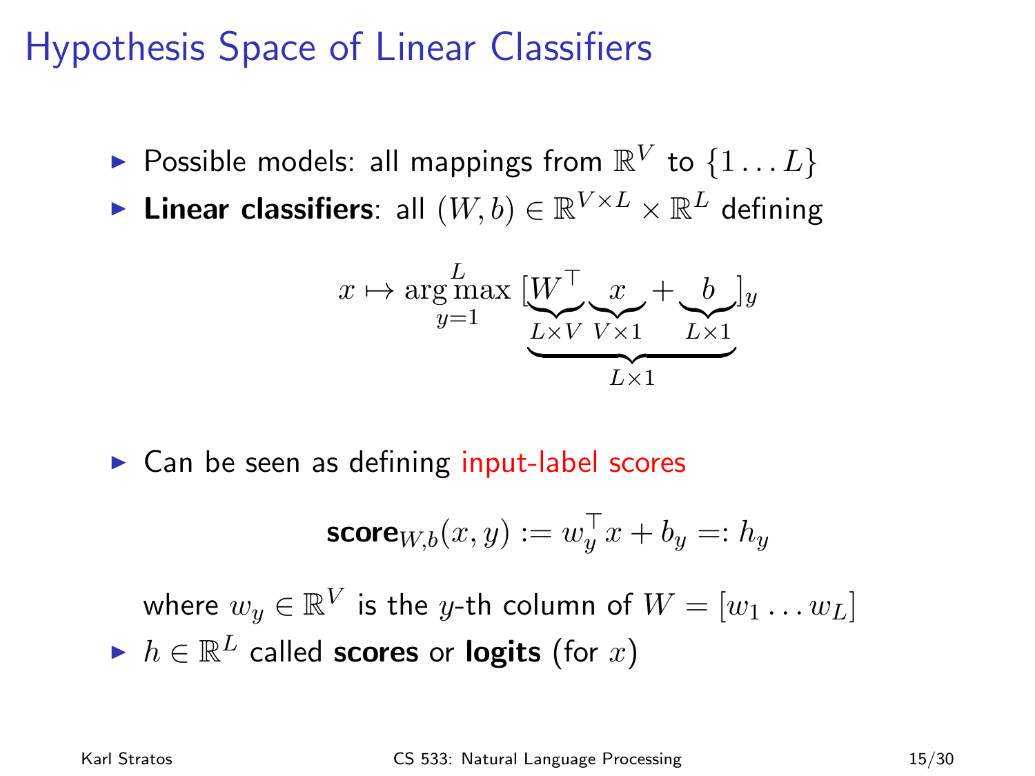# Hypothesis Space of Linear Classifiers

- Possible models: all mappings from $\mathbb{R}^V$ to $\{1 \ldots L\}$
- **Linear classifiers**: all $(W, b) \in \mathbb{R}^{V \times L} \times \mathbb{R}^L$ defining

$$x \mapsto \operatorname*{arg\,max}_{y=1}^{L} \, [\underbrace{\underbrace{W^\top}_{L \times V} \underbrace{x}_{V \times 1} + \underbrace{b}_{L \times 1}}_{L \times 1}]_y$$

- Can be seen as defining input-label scores

$$\textbf{score}_{W,b}(x, y) := w_y^\top x + b_y =: h_y$$

  where $w_y \in \mathbb{R}^V$ is the $y$-th column of $W = [w_1 \ldots w_L]$

- $h \in \mathbb{R}^L$ called **scores** or **logits** (for $x$)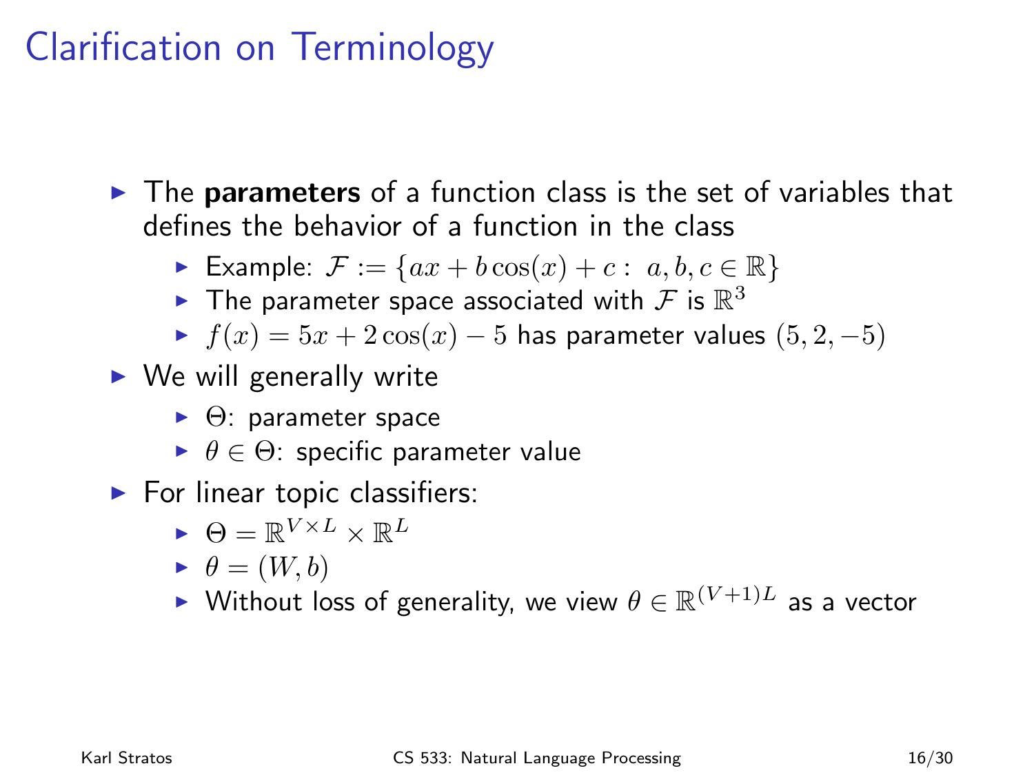# Clarification on Terminology

- The **parameters** of a function class is the set of variables that defines the behavior of a function in the class
  - Example: $\mathcal{F} := \{ax + b\cos(x) + c : \ a, b, c \in \mathbb{R}\}$
  - The parameter space associated with $\mathcal{F}$ is $\mathbb{R}^3$
  - $f(x) = 5x + 2\cos(x) - 5$ has parameter values $(5, 2, -5)$
- We will generally write
  - $\Theta$: parameter space
  - $\theta \in \Theta$: specific parameter value
- For linear topic classifiers:
  - $\Theta = \mathbb{R}^{V \times L} \times \mathbb{R}^L$
  - $\theta = (W, b)$
  - Without loss of generality, we view $\theta \in \mathbb{R}^{(V+1)L}$ as a vector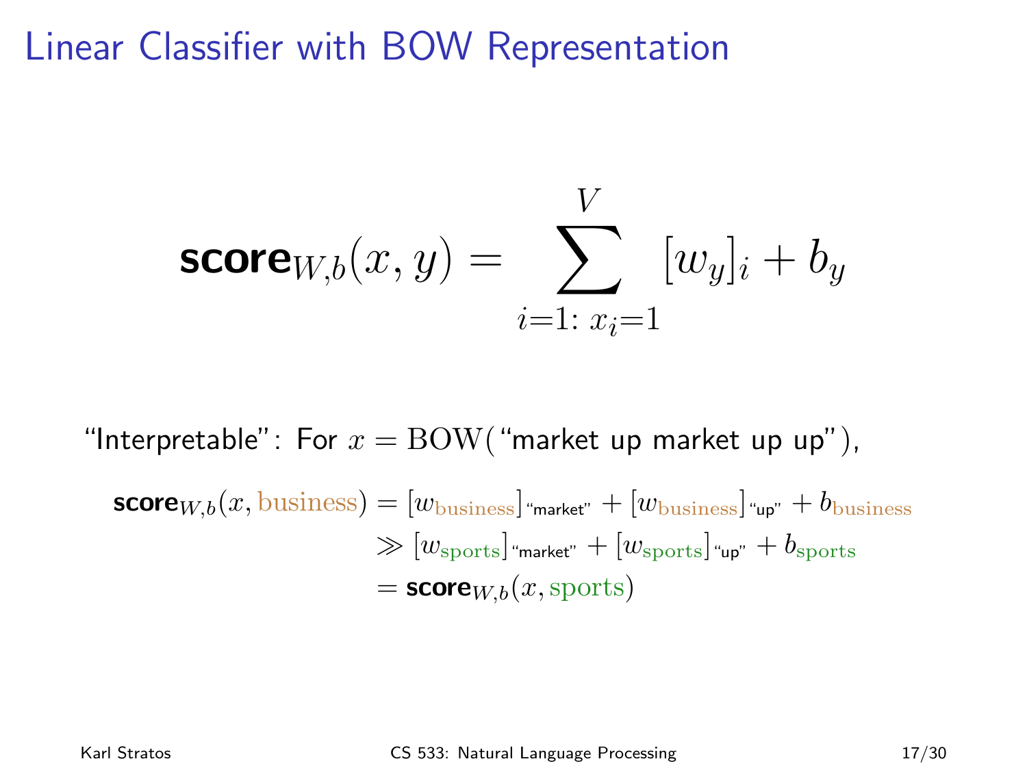# Linear Classifier with BOW Representation

$$\textbf{score}_{W,b}(x, y) = \sum_{i=1:\ x_i=1}^{V} [w_y]_i + b_y$$

"Interpretable": For $x = \text{BOW}(\text{"market up market up up"})$,

$$\begin{aligned}
\textbf{score}_{W,b}(x, \text{business}) &= [w_{\text{business}}]_{\text{"market"}} + [w_{\text{business}}]_{\text{"up"}} + b_{\text{business}} \\
&\gg [w_{\text{sports}}]_{\text{"market"}} + [w_{\text{sports}}]_{\text{"up"}} + b_{\text{sports}} \\
&= \textbf{score}_{W,b}(x, \text{sports})
\end{aligned}$$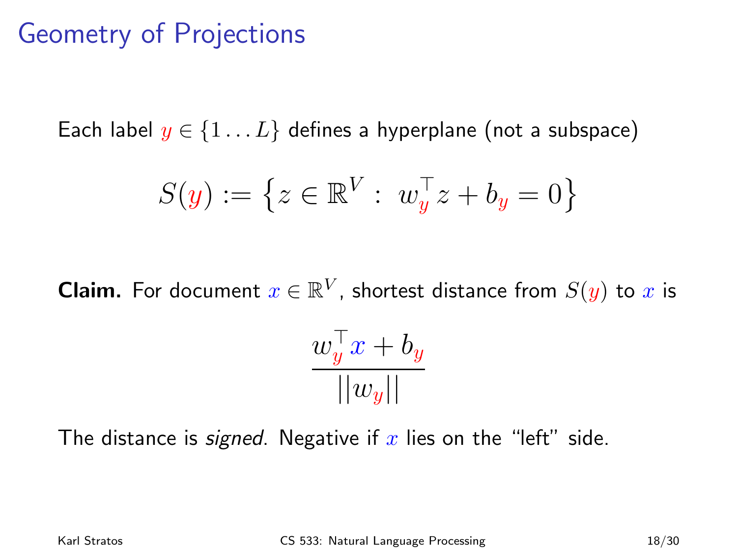# Geometry of Projections

Each label $y \in \{1 \ldots L\}$ defines a hyperplane (not a subspace)

$$S(y) := \left\{ z \in \mathbb{R}^V : \; w_y^\top z + b_y = 0 \right\}$$

**Claim.** For document $x \in \mathbb{R}^V$, shortest distance from $S(y)$ to $x$ is

$$\frac{w_y^\top x + b_y}{||w_y||}$$

The distance is *signed*. Negative if $x$ lies on the "left" side.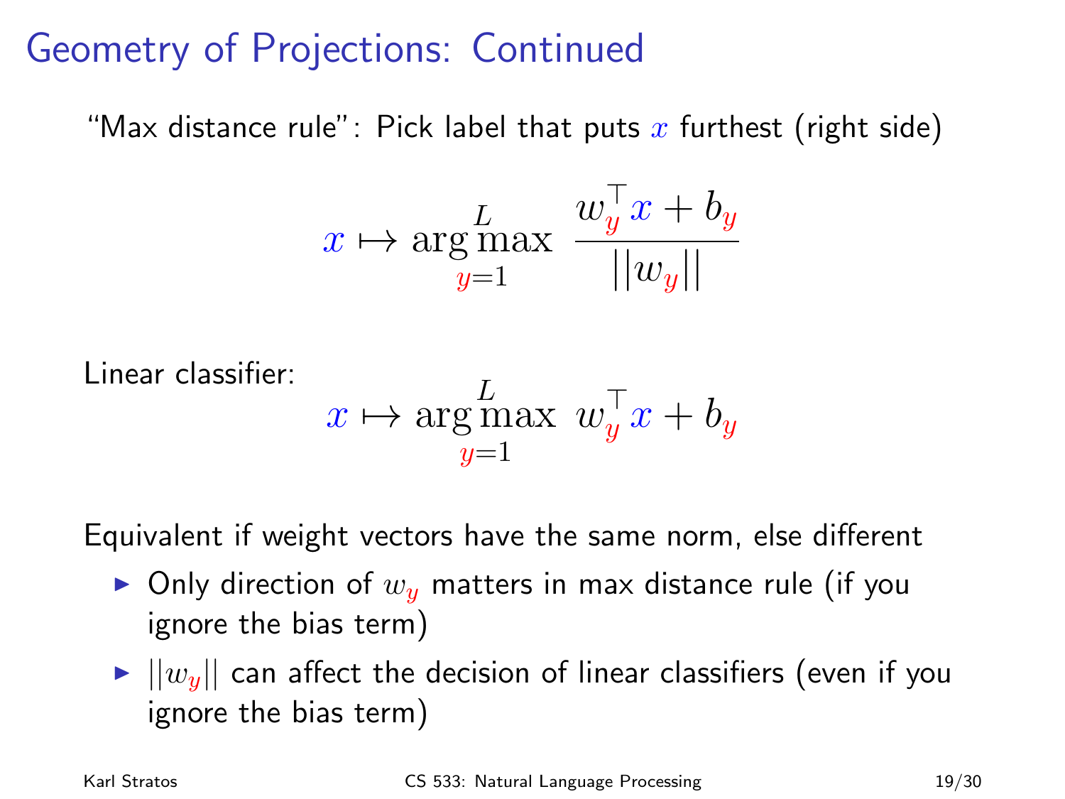# Geometry of Projections: Continued

"Max distance rule": Pick label that puts $x$ furthest (right side)

$$x \mapsto \arg\max_{y=1}^{L} \frac{w_y^\top x + b_y}{||w_y||}$$

Linear classifier:

$$x \mapsto \arg\max_{y=1}^{L} w_y^\top x + b_y$$

Equivalent if weight vectors have the same norm, else different

- Only direction of $w_y$ matters in max distance rule (if you ignore the bias term)
- $||w_y||$ can affect the decision of linear classifiers (even if you ignore the bias term)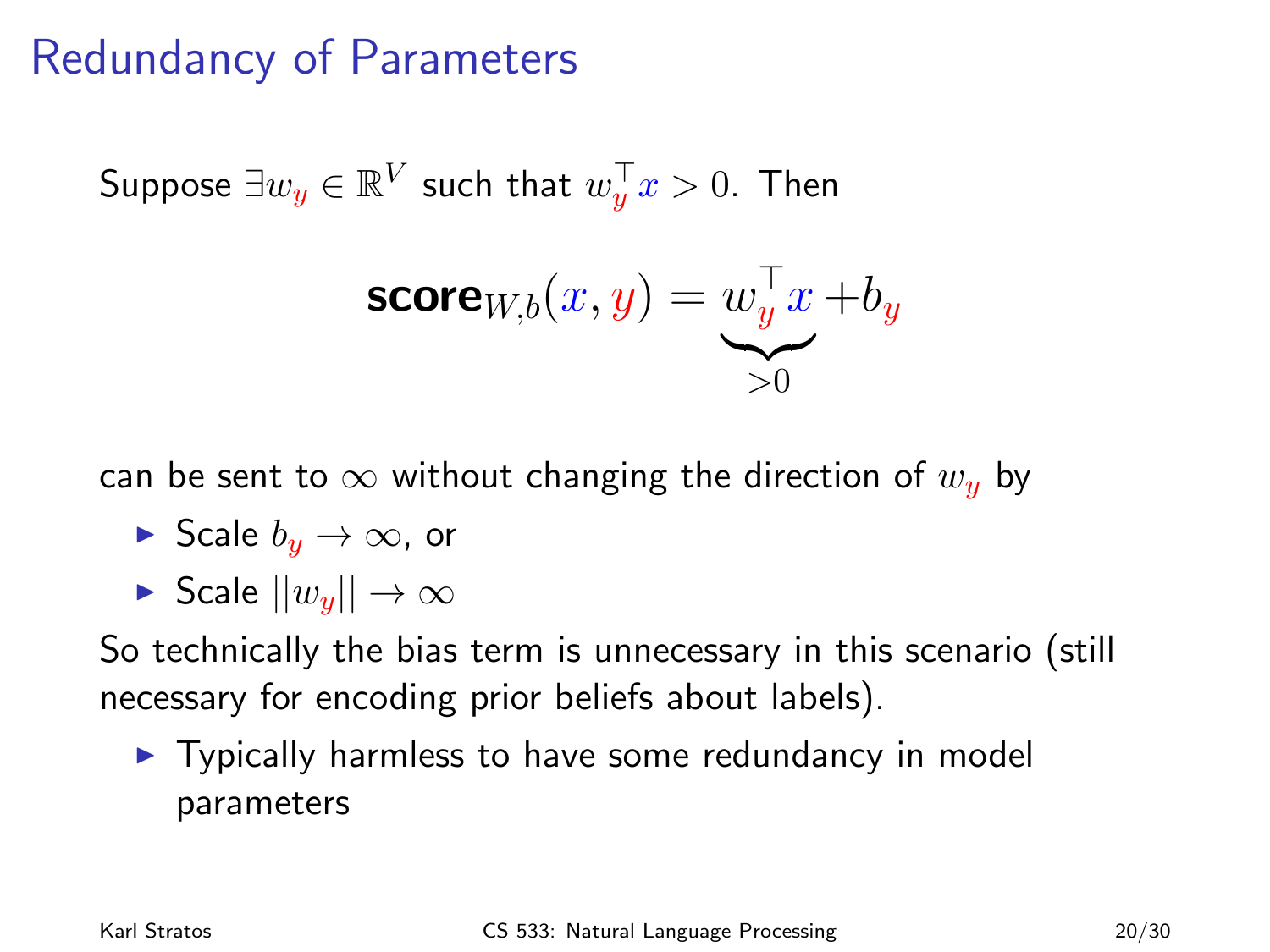# Redundancy of Parameters

Suppose $\exists w_y \in \mathbb{R}^V$ such that $w_y^\top x > 0$. Then

$$\textbf{score}_{W,b}(x, y) = \underbrace{w_y^\top x}_{>0} + b_y$$

can be sent to $\infty$ without changing the direction of $w_y$ by

- Scale $b_y \to \infty$, or
- Scale $||w_y|| \to \infty$

So technically the bias term is unnecessary in this scenario (still necessary for encoding prior beliefs about labels).

- Typically harmless to have some redundancy in model parameters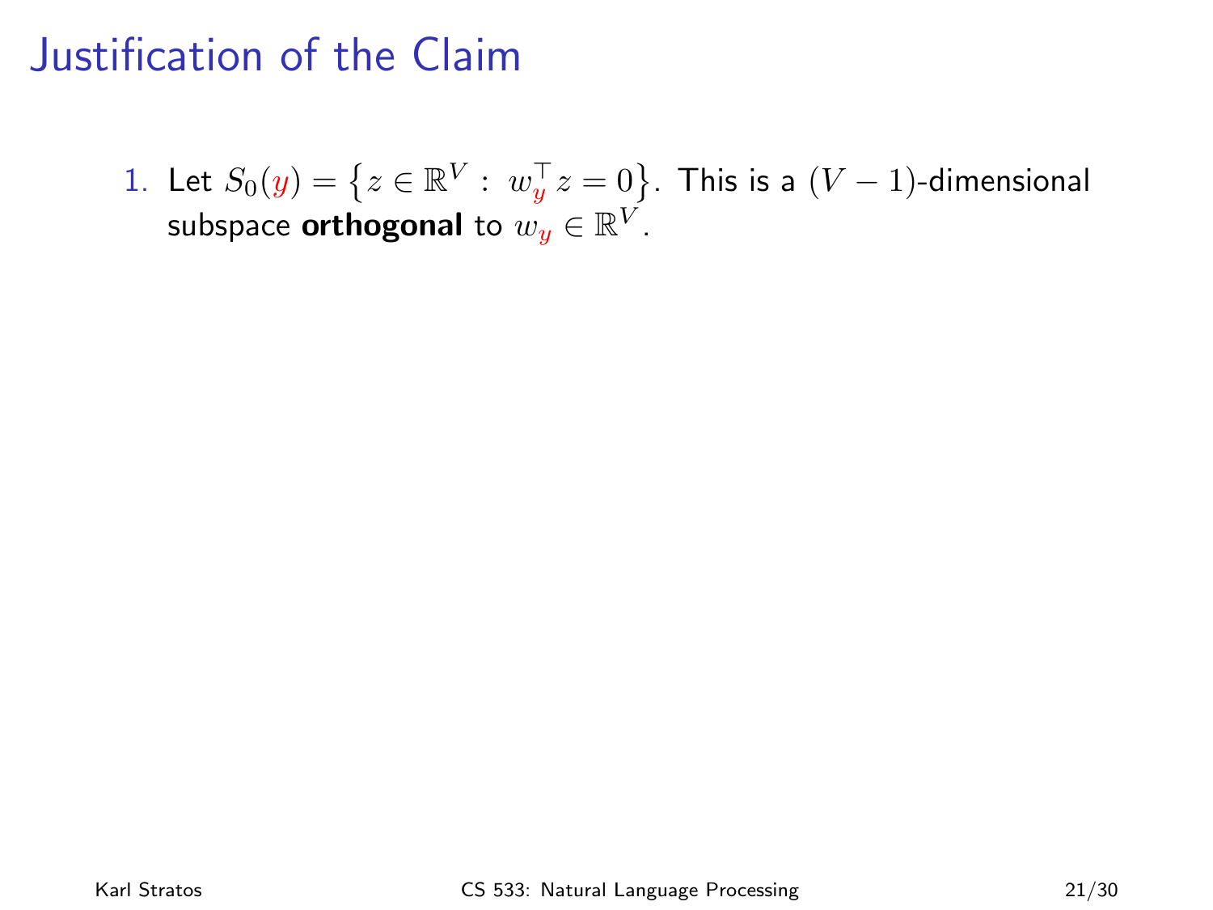# Justification of the Claim

1. Let $S_0(y) = \{z \in \mathbb{R}^V : w_y^\top z = 0\}$. This is a $(V-1)$-dimensional subspace **orthogonal** to $w_y \in \mathbb{R}^V$.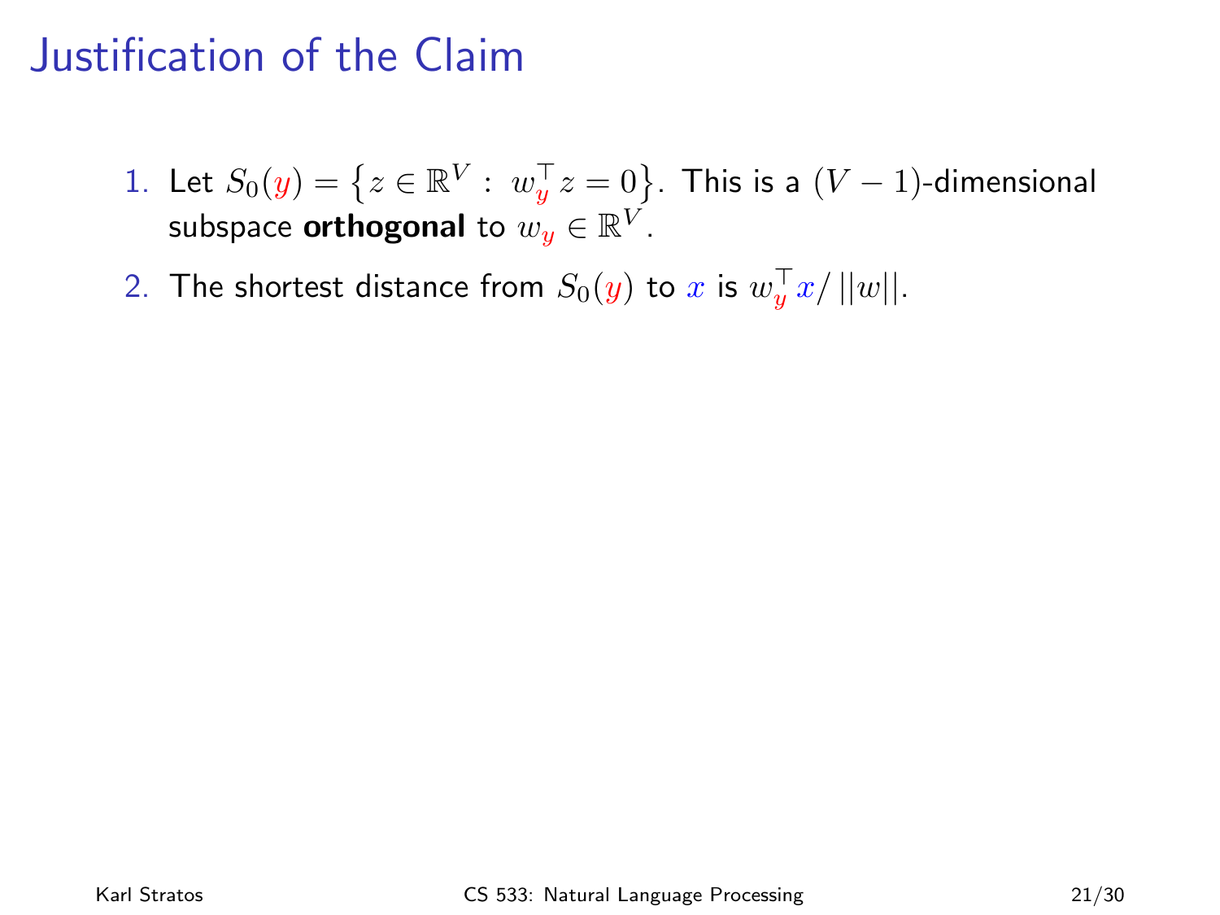# Justification of the Claim

1. Let $S_0(y) = \left\{ z \in \mathbb{R}^V : \; w_y^\top z = 0 \right\}$. This is a $(V-1)$-dimensional subspace **orthogonal** to $w_y \in \mathbb{R}^V$.
2. The shortest distance from $S_0(y)$ to $x$ is $w_y^\top x / \left| \left| w \right| \right|$.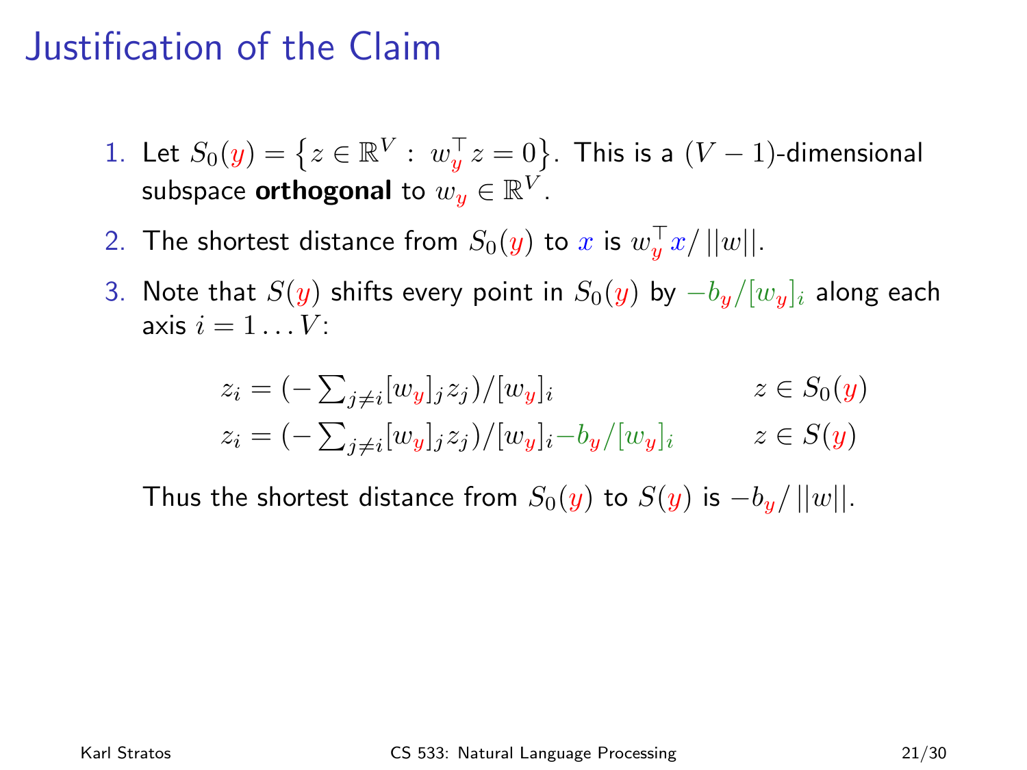# Justification of the Claim

1. Let $S_0(y) = \left\{z \in \mathbb{R}^V : \ w_y^\top z = 0\right\}$. This is a $(V-1)$-dimensional subspace **orthogonal** to $w_y \in \mathbb{R}^V$.
2. The shortest distance from $S_0(y)$ to $x$ is $w_y^\top x / \, ||w||$.
3. Note that $S(y)$ shifts every point in $S_0(y)$ by $-b_y/[w_y]_i$ along each axis $i = 1 \ldots V$:

$$z_i = (-\textstyle\sum_{j \neq i} [w_y]_j z_j)/[w_y]_i \qquad\qquad z \in S_0(y)$$

$$z_i = (-\textstyle\sum_{j \neq i} [w_y]_j z_j)/[w_y]_i - b_y/[w_y]_i \qquad z \in S(y)$$

   Thus the shortest distance from $S_0(y)$ to $S(y)$ is $-b_y/\, ||w||$.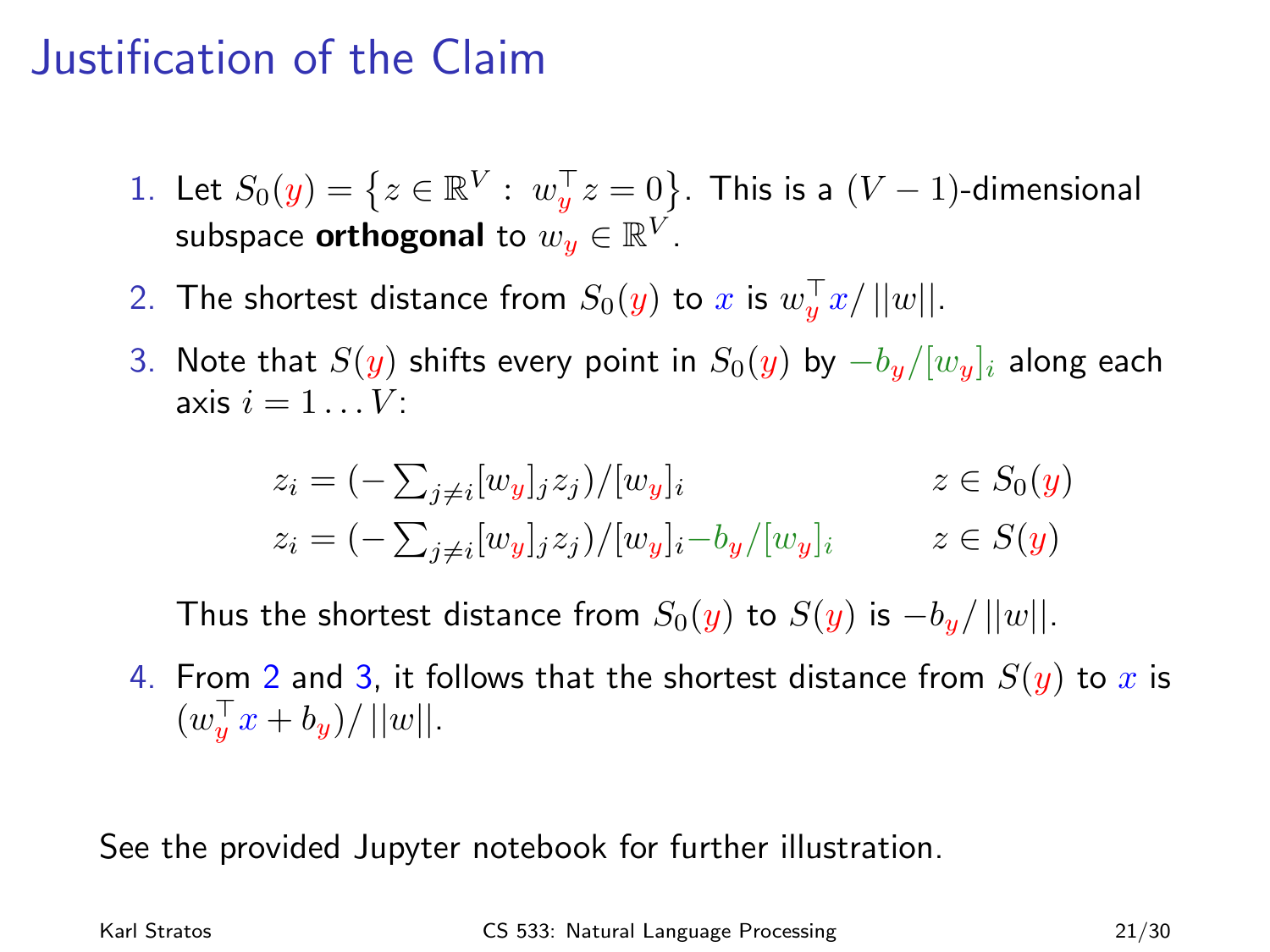# Justification of the Claim

1. Let $S_0(y) = \{z \in \mathbb{R}^V : w_y^\top z = 0\}$. This is a $(V-1)$-dimensional subspace **orthogonal** to $w_y \in \mathbb{R}^V$.
2. The shortest distance from $S_0(y)$ to $x$ is $w_y^\top x / ||w||$.
3. Note that $S(y)$ shifts every point in $S_0(y)$ by $-b_y/[w_y]_i$ along each axis $i = 1 \ldots V$:

$$
\begin{aligned}
z_i &= (-\textstyle\sum_{j \neq i} [w_y]_j z_j)/[w_y]_i & z \in S_0(y) \\
z_i &= (-\textstyle\sum_{j \neq i} [w_y]_j z_j)/[w_y]_i - b_y/[w_y]_i & z \in S(y)
\end{aligned}
$$

   Thus the shortest distance from $S_0(y)$ to $S(y)$ is $-b_y/\,||w||$.

4. From 2 and 3, it follows that the shortest distance from $S(y)$ to $x$ is $(w_y^\top x + b_y)/\,||w||$.

See the provided Jupyter notebook for further illustration.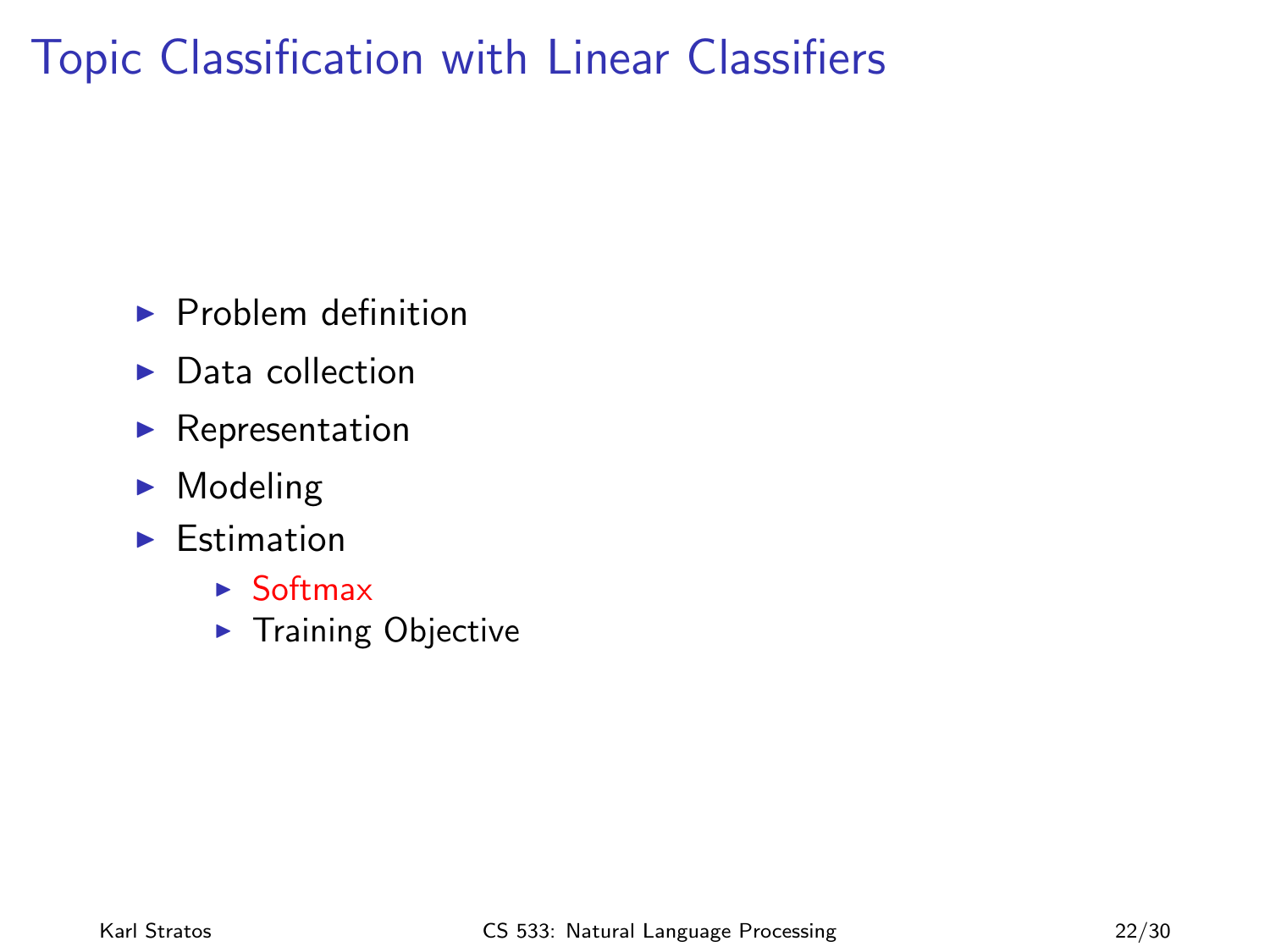# Topic Classification with Linear Classifiers

- Problem definition
- Data collection
- Representation
- Modeling
- Estimation
  - Softmax
  - Training Objective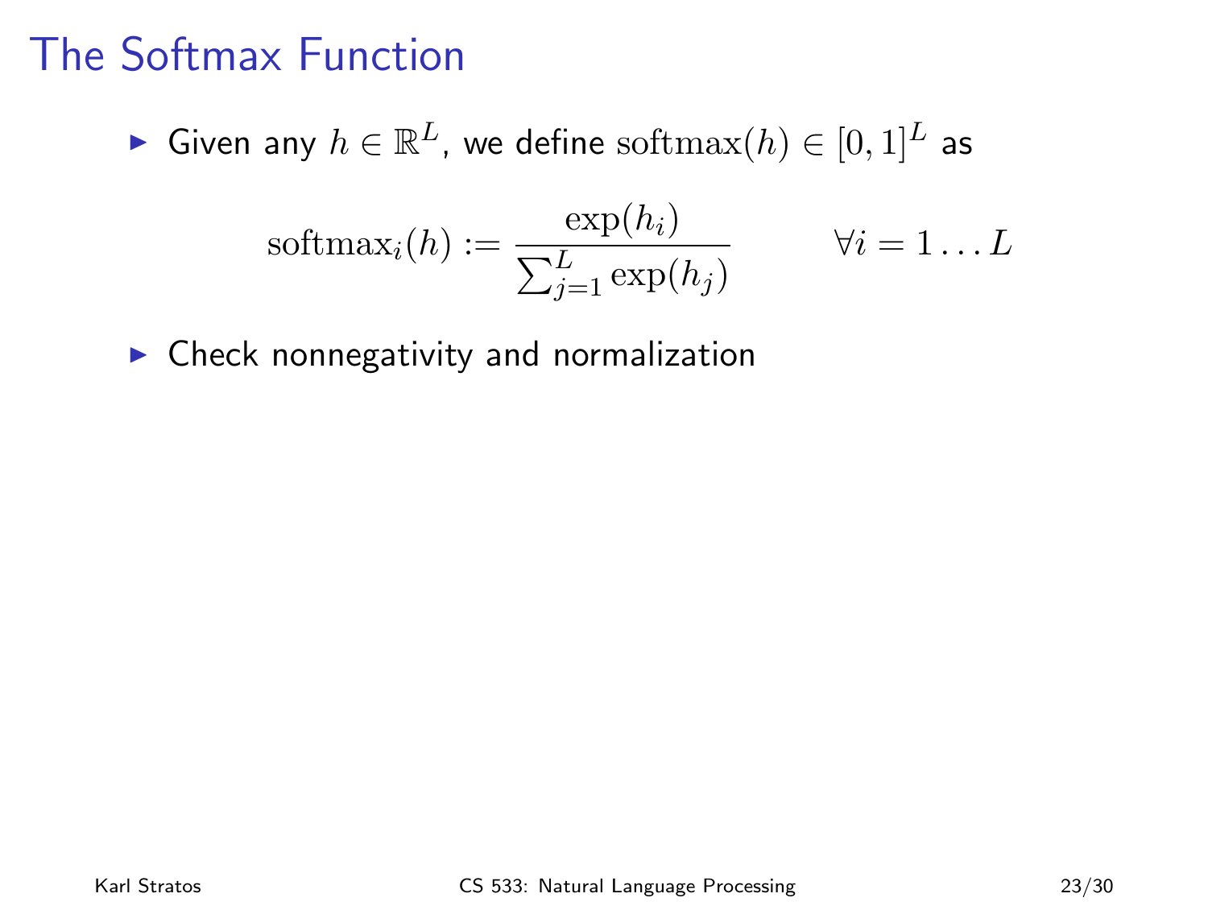# The Softmax Function

- Given any $h \in \mathbb{R}^L$, we define $\mathrm{softmax}(h) \in [0,1]^L$ as

$$\mathrm{softmax}_i(h) := \frac{\exp(h_i)}{\sum_{j=1}^{L} \exp(h_j)} \qquad \forall i = 1 \ldots L$$

- Check nonnegativity and normalization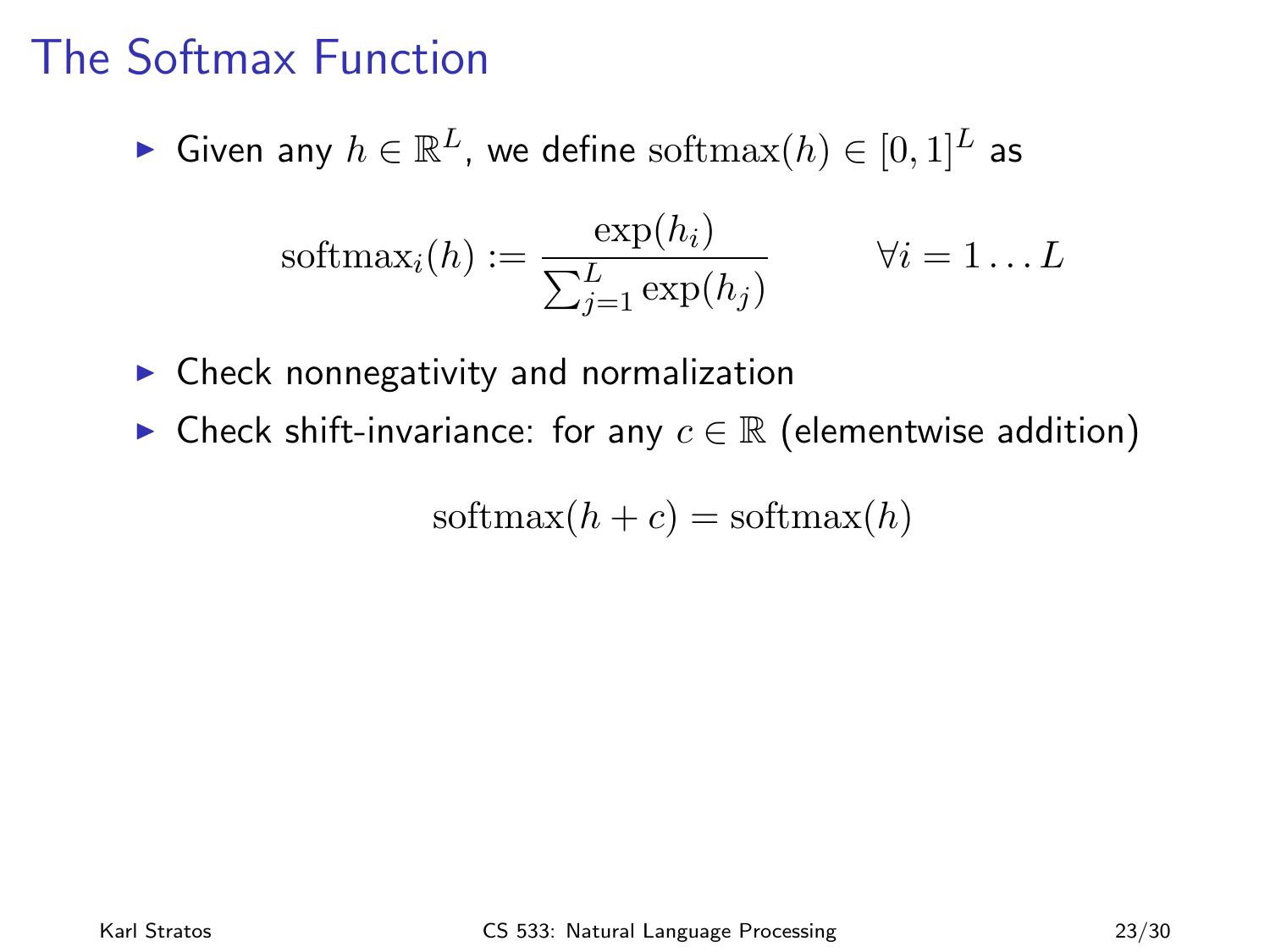# The Softmax Function

- Given any $h \in \mathbb{R}^L$, we define $\mathrm{softmax}(h) \in [0, 1]^L$ as

$$\mathrm{softmax}_i(h) := \frac{\exp(h_i)}{\sum_{j=1}^{L} \exp(h_j)} \qquad \forall i = 1 \dots L$$

- Check nonnegativity and normalization
- Check shift-invariance: for any $c \in \mathbb{R}$ (elementwise addition)

$$\mathrm{softmax}(h + c) = \mathrm{softmax}(h)$$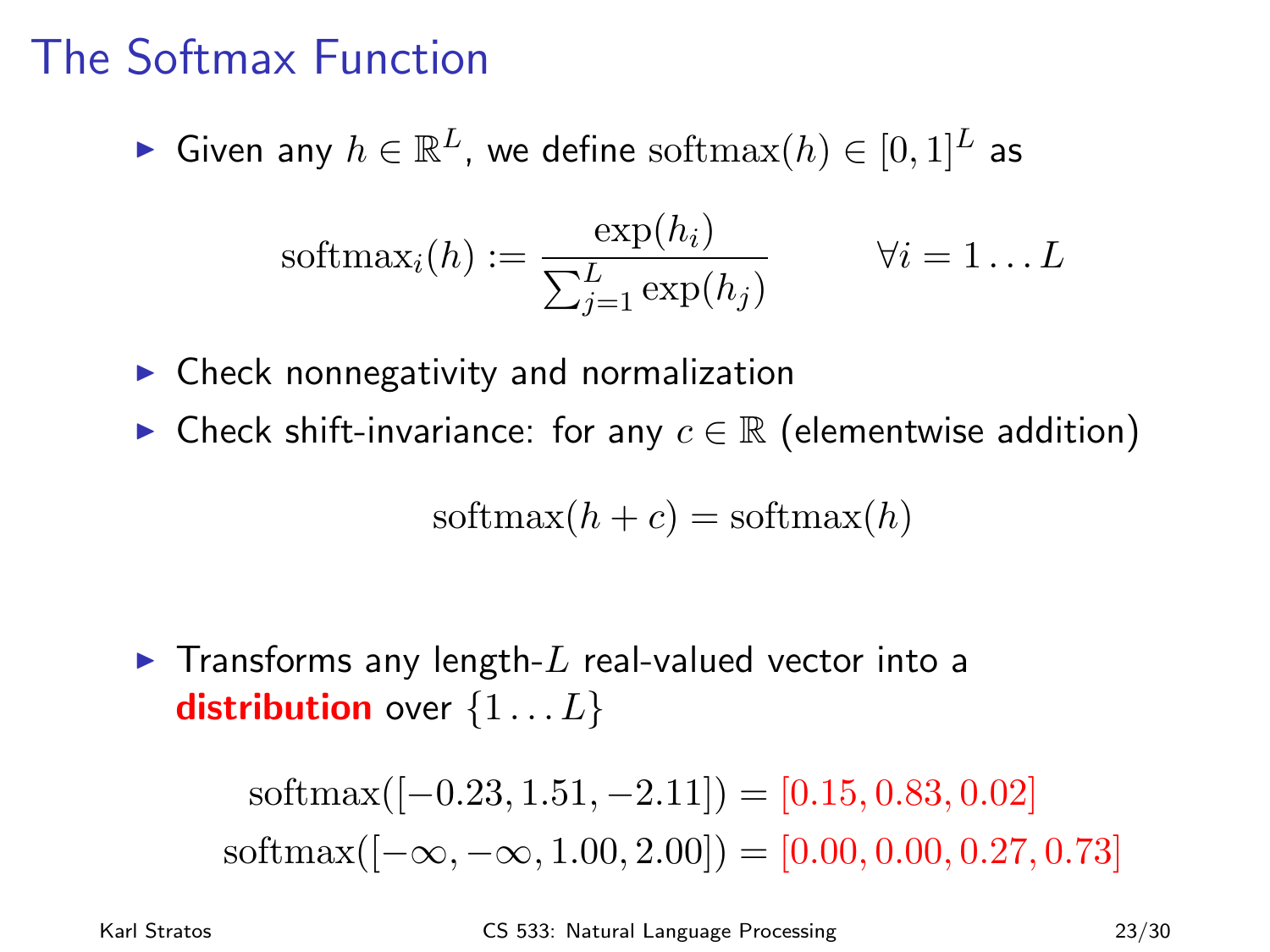# The Softmax Function

- Given any $h \in \mathbb{R}^L$, we define $\text{softmax}(h) \in [0,1]^L$ as

$$\text{softmax}_i(h) := \frac{\exp(h_i)}{\sum_{j=1}^{L} \exp(h_j)} \qquad \forall i = 1 \ldots L$$

- Check nonnegativity and normalization
- Check shift-invariance: for any $c \in \mathbb{R}$ (elementwise addition)

$$\text{softmax}(h + c) = \text{softmax}(h)$$

- Transforms any length-$L$ real-valued vector into a **distribution** over $\{1 \ldots L\}$

$$\text{softmax}([-0.23, 1.51, -2.11]) = [0.15, 0.83, 0.02]$$
$$\text{softmax}([-\infty, -\infty, 1.00, 2.00]) = [0.00, 0.00, 0.27, 0.73]$$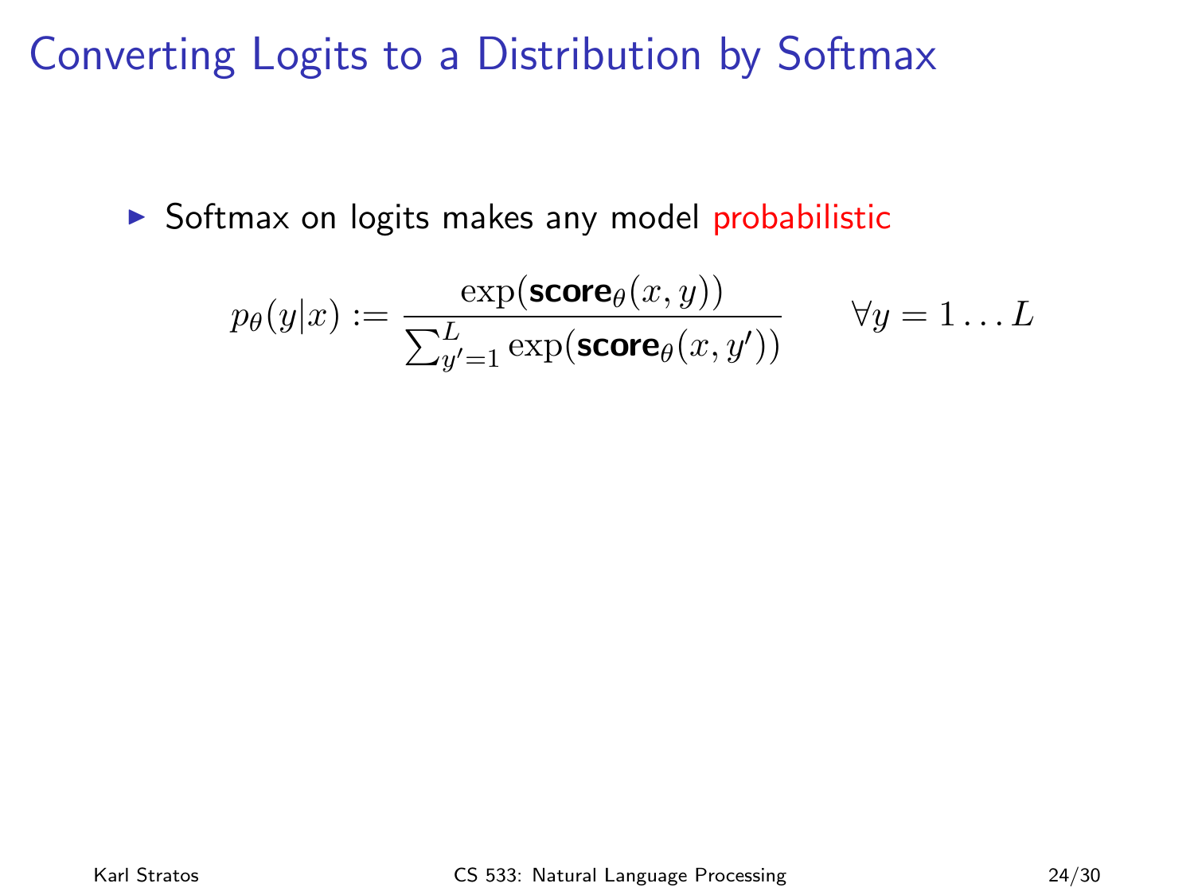# Converting Logits to a Distribution by Softmax

- Softmax on logits makes any model probabilistic

$$p_\theta(y|x) := \frac{\exp(\textsf{\textbf{score}}_\theta(x,y))}{\sum_{y'=1}^{L} \exp(\textsf{\textbf{score}}_\theta(x,y'))} \qquad \forall y = 1 \ldots L$$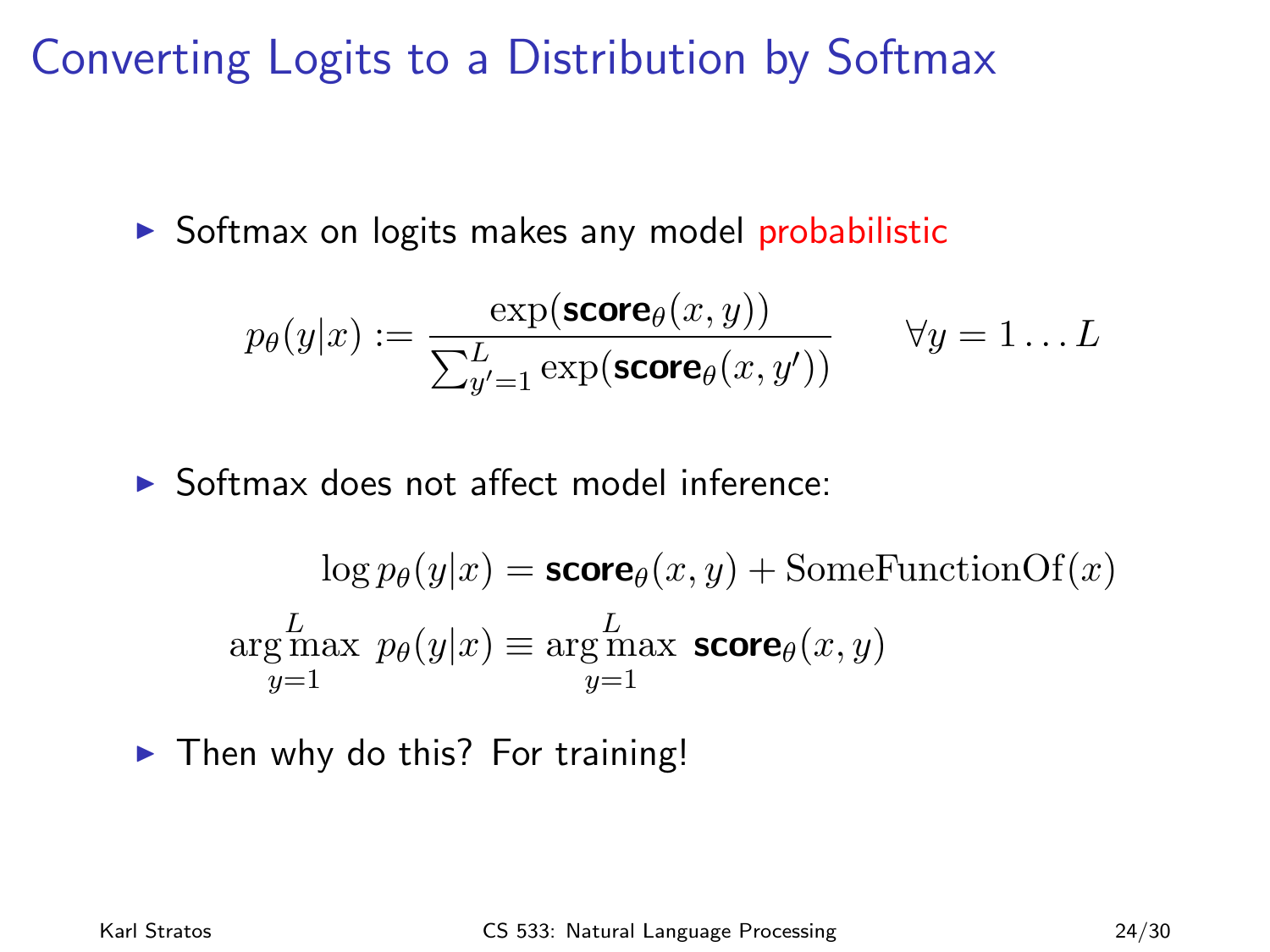# Converting Logits to a Distribution by Softmax

- Softmax on logits makes any model probabilistic

$$p_\theta(y|x) := \frac{\exp(\textbf{score}_\theta(x, y))}{\sum_{y'=1}^{L} \exp(\textbf{score}_\theta(x, y'))} \qquad \forall y = 1 \dots L$$

- Softmax does not affect model inference:

$$\log p_\theta(y|x) = \textbf{score}_\theta(x, y) + \text{SomeFunctionOf}(x)$$

$$\arg\max_{y=1}^{L} \; p_\theta(y|x) \equiv \arg\max_{y=1}^{L} \; \textbf{score}_\theta(x, y)$$

- Then why do this? For training!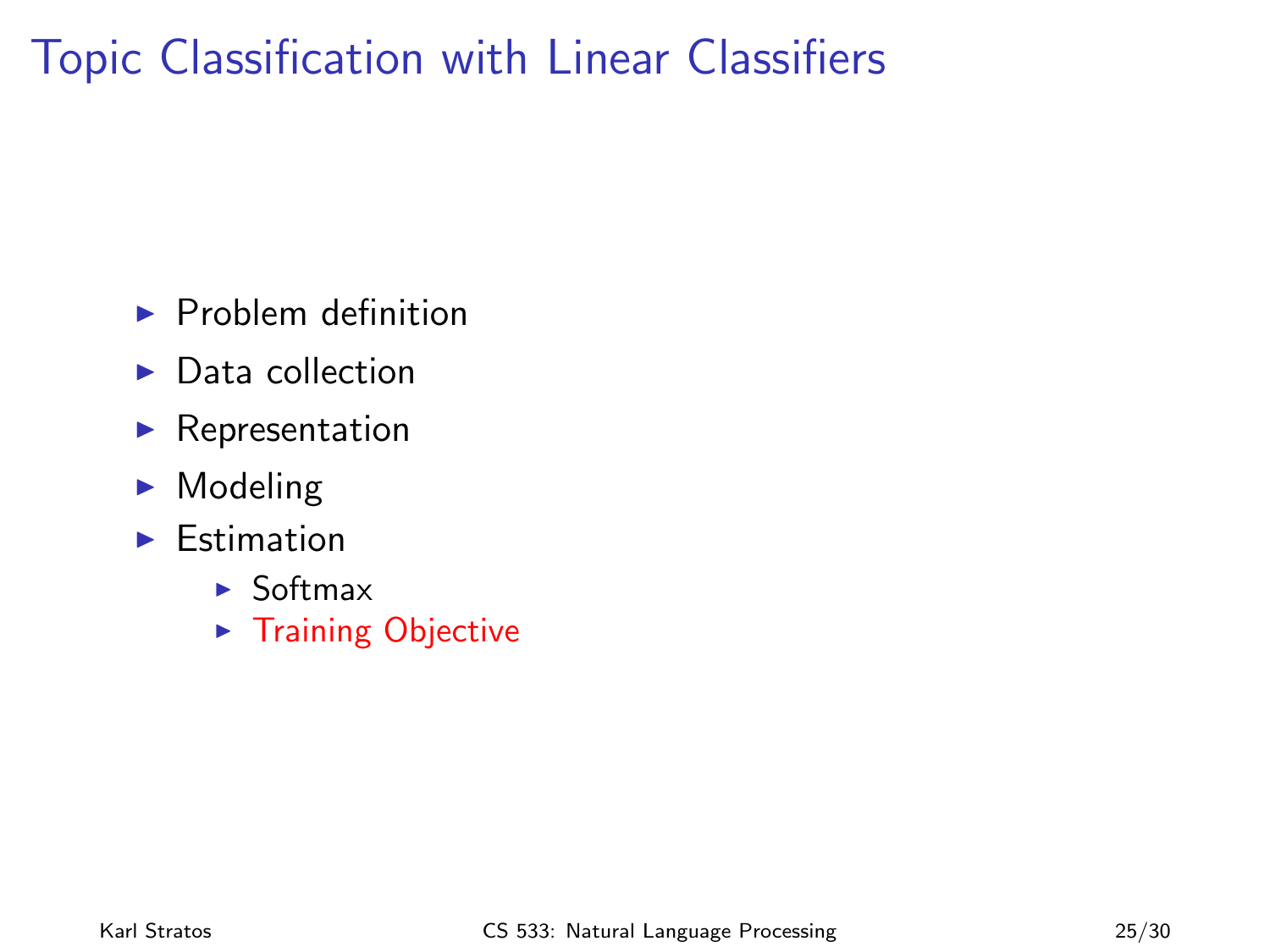# Topic Classification with Linear Classifiers

- Problem definition
- Data collection
- Representation
- Modeling
- Estimation
  - Softmax
  - Training Objective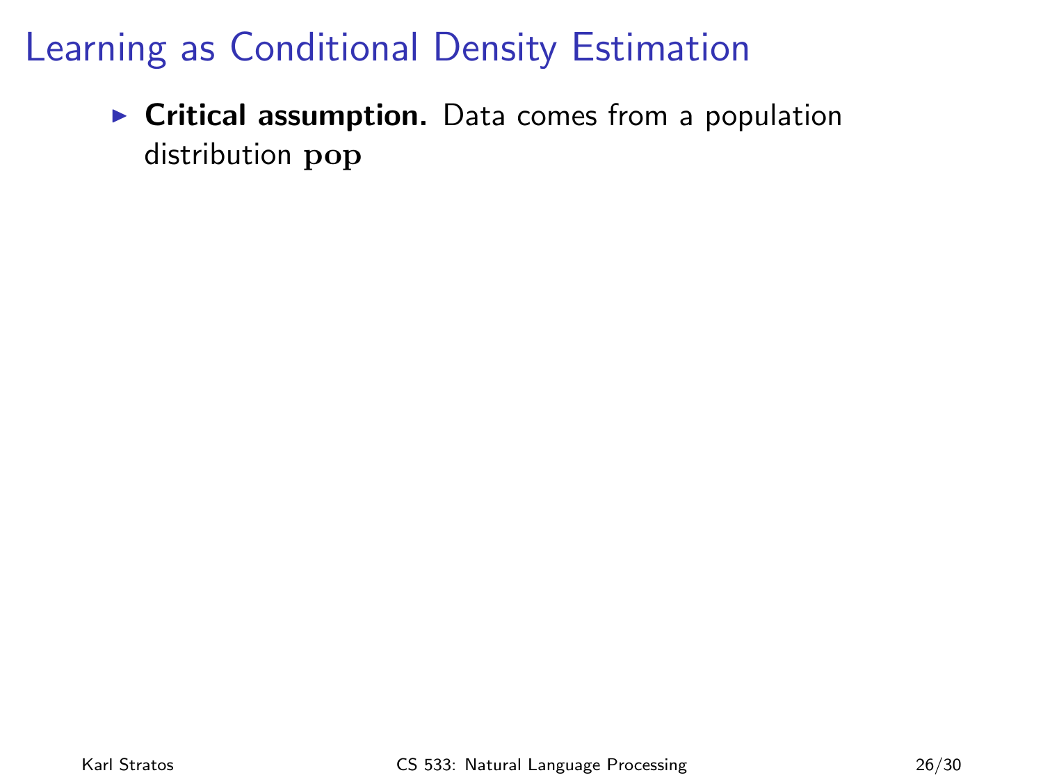# Learning as Conditional Density Estimation

- **Critical assumption.** Data comes from a population distribution $\mathbf{pop}$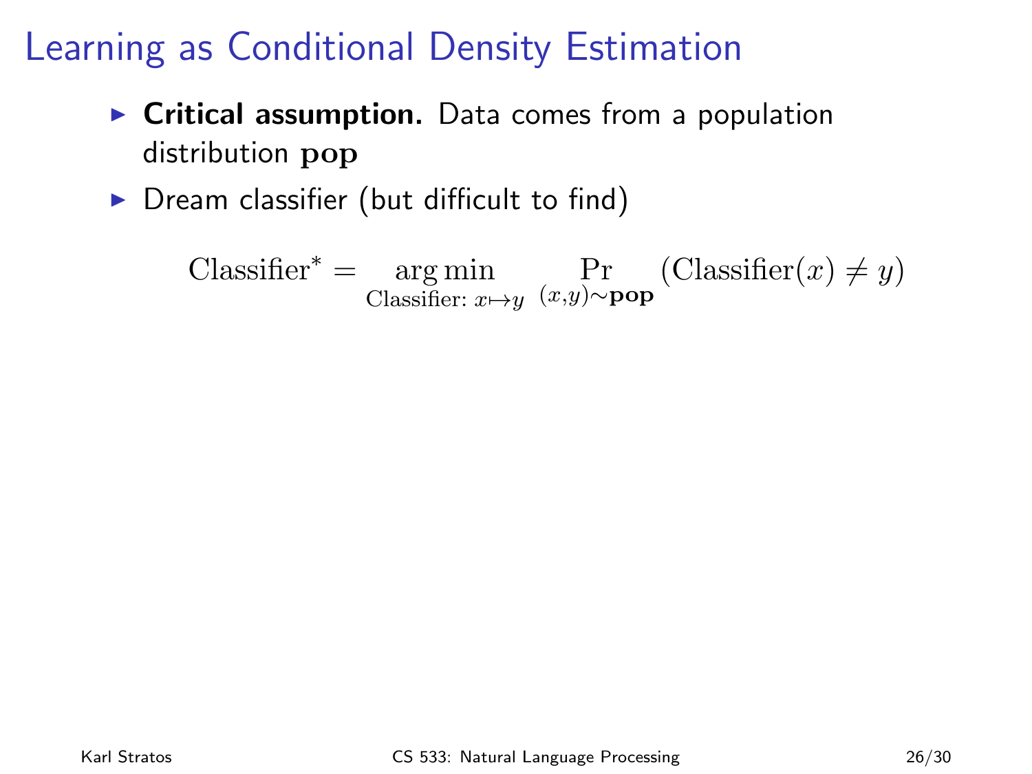# Learning as Conditional Density Estimation

- **Critical assumption.** Data comes from a population distribution $\mathbf{pop}$
- Dream classifier (but difficult to find)

$$\text{Classifier}^* = \underset{\text{Classifier: } x \mapsto y}{\arg\min} \ \Pr_{(x,y) \sim \mathbf{pop}} (\text{Classifier}(x) \neq y)$$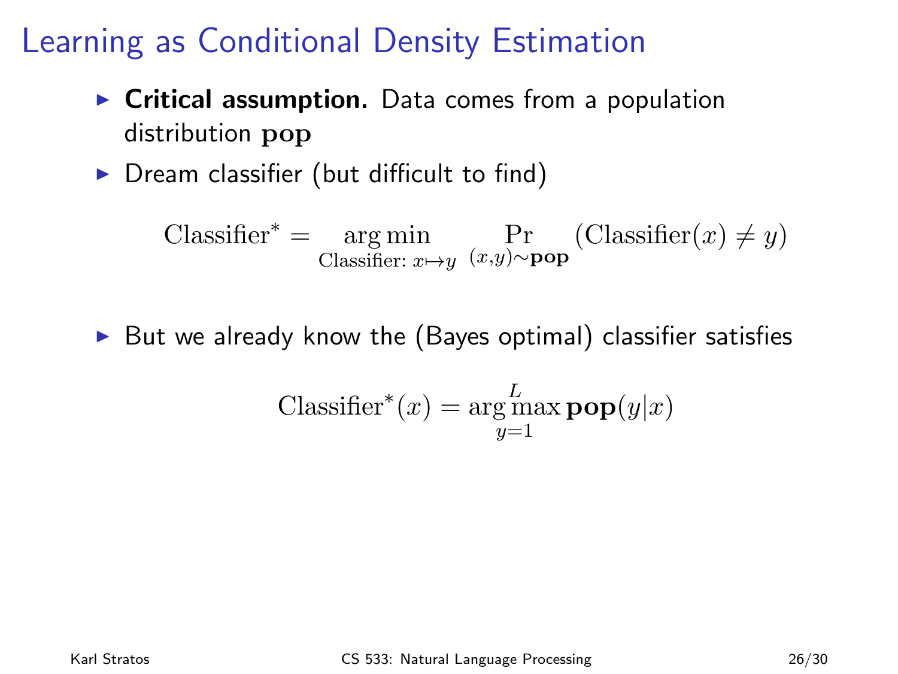# Learning as Conditional Density Estimation

- **Critical assumption.** Data comes from a population distribution $\mathbf{pop}$
- Dream classifier (but difficult to find)

$$\text{Classifier}^* = \underset{\text{Classifier: } x \mapsto y}{\arg\min} \Pr_{(x,y) \sim \mathbf{pop}} (\text{Classifier}(x) \neq y)$$

- But we already know the (Bayes optimal) classifier satisfies

$$\text{Classifier}^*(x) = \underset{y=1}{\overset{L}{\arg\max}} \, \mathbf{pop}(y|x)$$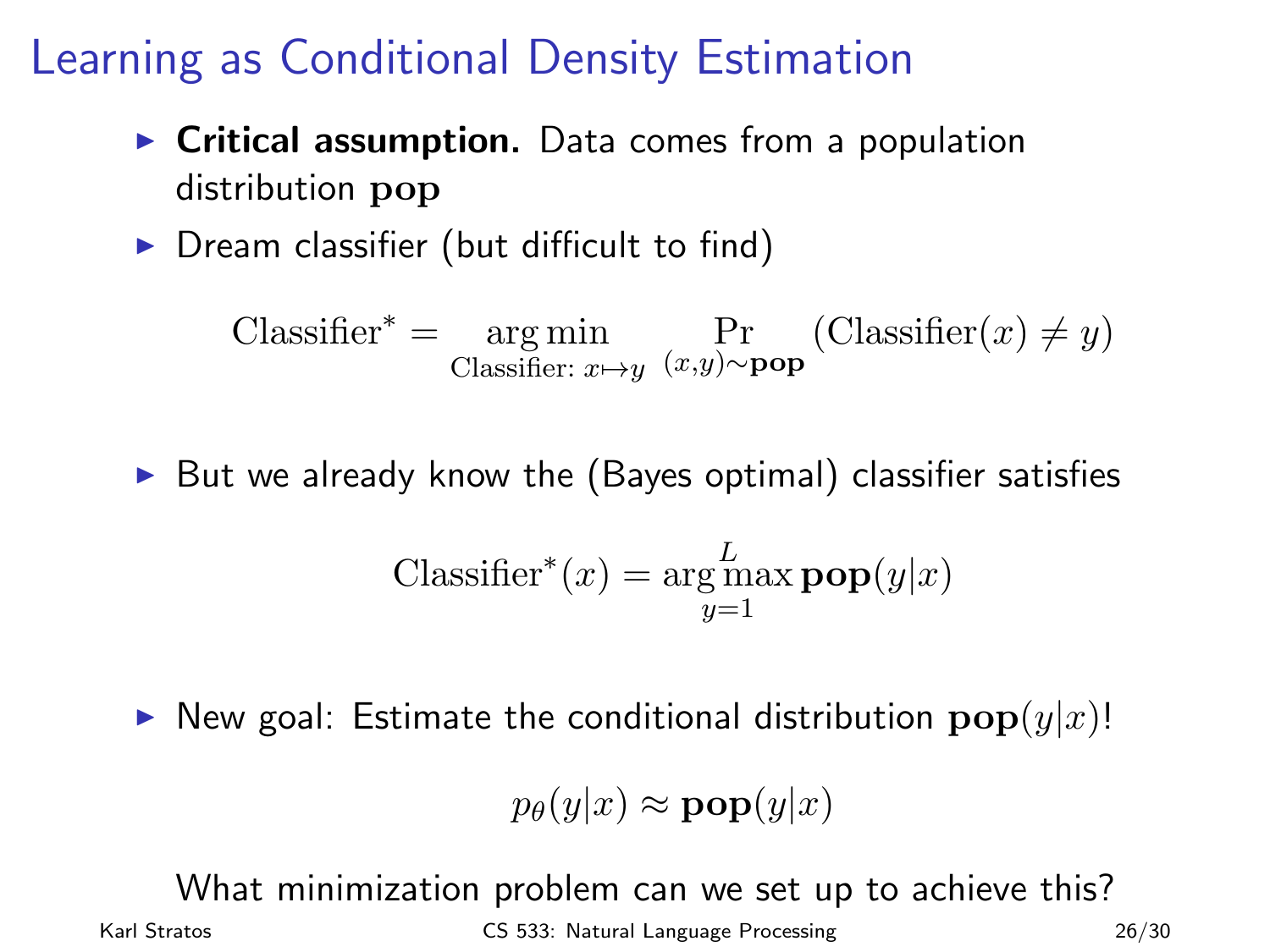# Learning as Conditional Density Estimation

- **Critical assumption.** Data comes from a population distribution $\mathbf{pop}$
- Dream classifier (but difficult to find)

$$\text{Classifier}^* = \operatorname*{arg\,min}_{\text{Classifier: } x \mapsto y} \Pr_{(x,y) \sim \mathbf{pop}} (\text{Classifier}(x) \neq y)$$

- But we already know the (Bayes optimal) classifier satisfies

$$\text{Classifier}^*(x) = \operatorname*{arg\,max}_{y=1}^{L} \mathbf{pop}(y|x)$$

- New goal: Estimate the conditional distribution $\mathbf{pop}(y|x)$!

$$p_\theta(y|x) \approx \mathbf{pop}(y|x)$$

What minimization problem can we set up to achieve this?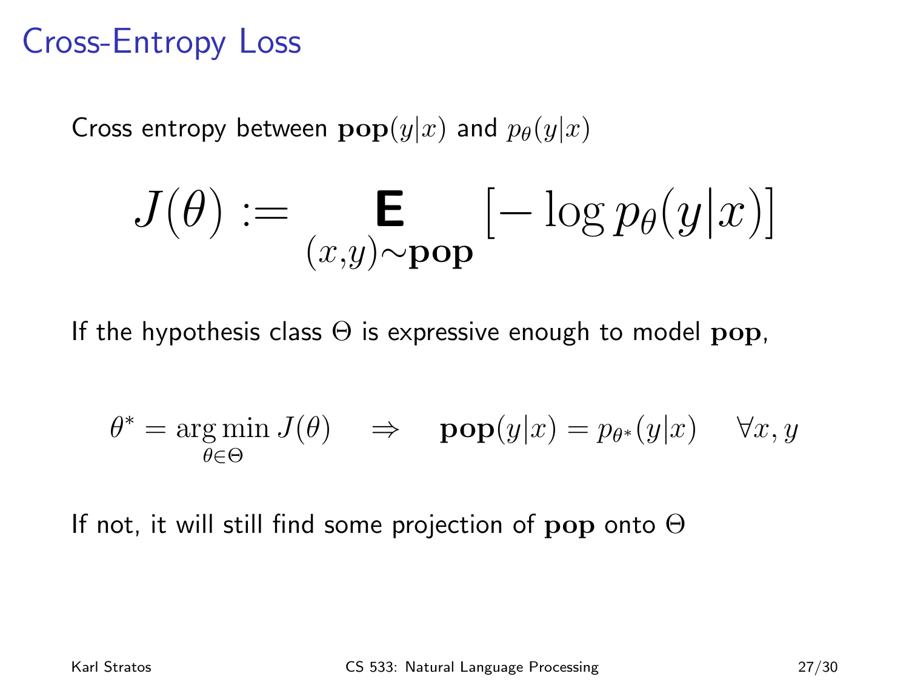# Cross-Entropy Loss

Cross entropy between $\mathbf{pop}(y|x)$ and $p_\theta(y|x)$

$$J(\theta) := \mathop{\mathbf{E}}_{(x,y) \sim \mathbf{pop}} \left[ -\log p_\theta(y|x) \right]$$

If the hypothesis class $\Theta$ is expressive enough to model $\mathbf{pop}$,

$$\theta^* = \arg\min_{\theta \in \Theta} J(\theta) \quad \Rightarrow \quad \mathbf{pop}(y|x) = p_{\theta^*}(y|x) \quad \forall x, y$$

If not, it will still find some projection of $\mathbf{pop}$ onto $\Theta$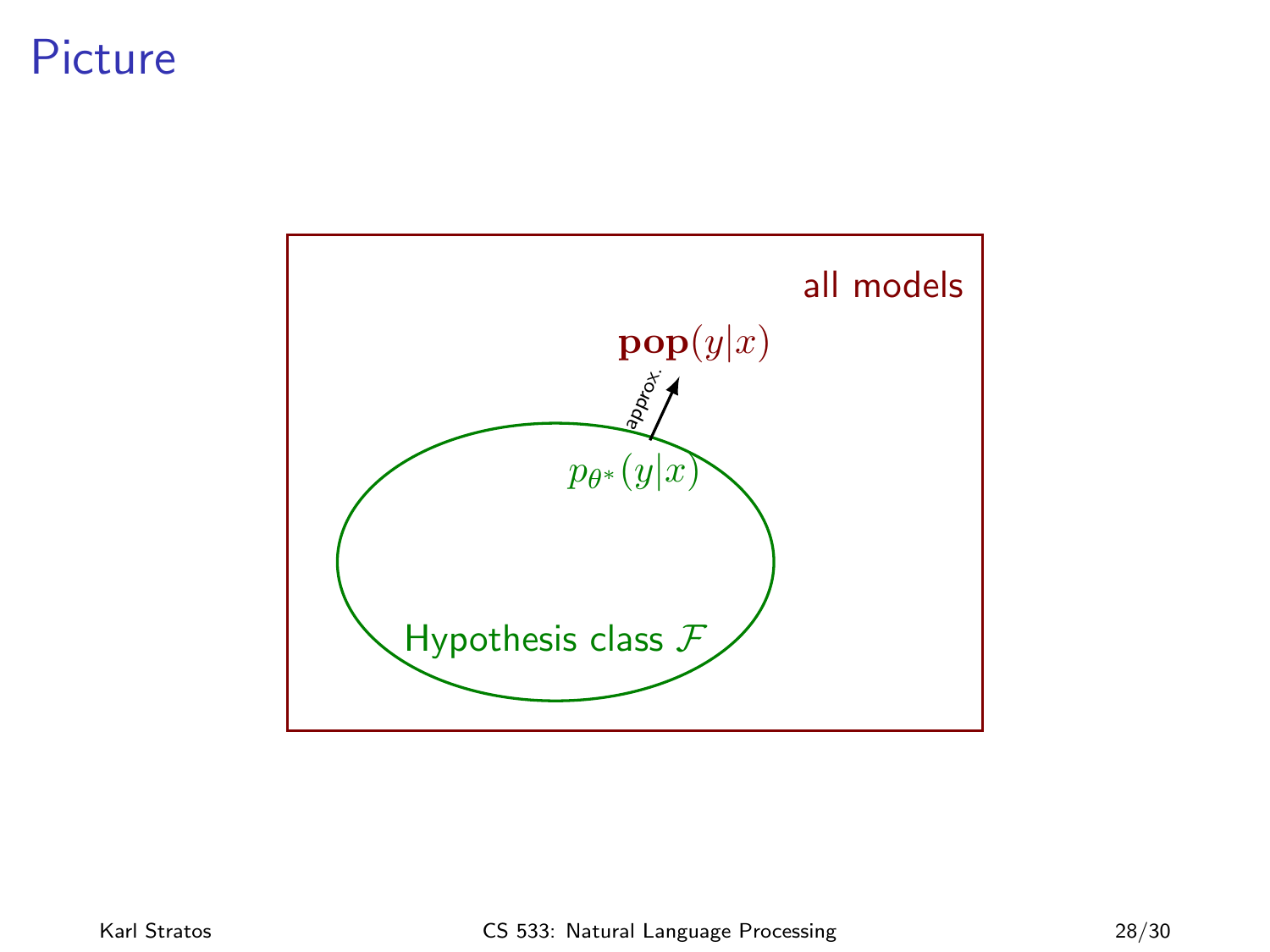# Picture

all models

$\mathbf{pop}(y|x)$

approx.

$p_{\theta^*}(y|x)$

Hypothesis class $\mathcal{F}$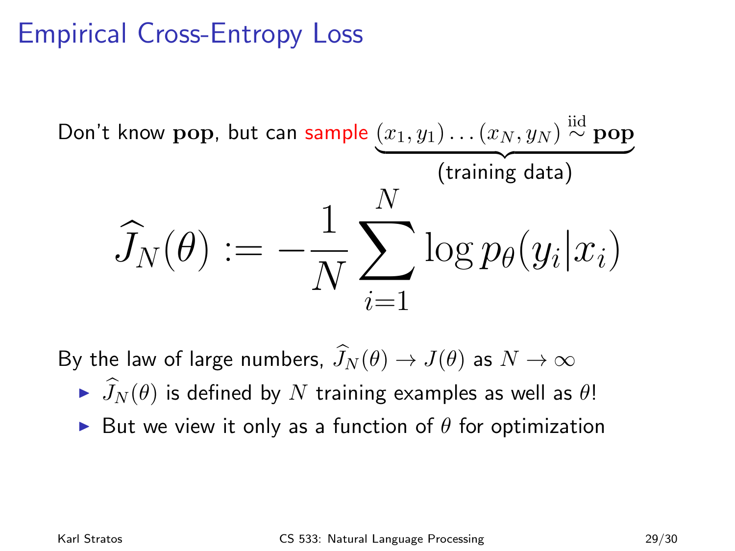# Empirical Cross-Entropy Loss

Don't know $\mathbf{pop}$, but can sample $\underbrace{(x_1, y_1) \ldots (x_N, y_N) \overset{\text{iid}}{\sim} \mathbf{pop}}_{\text{(training data)}}$

$$\widehat{J}_N(\theta) := -\frac{1}{N} \sum_{i=1}^{N} \log p_\theta(y_i | x_i)$$

By the law of large numbers, $\widehat{J}_N(\theta) \to J(\theta)$ as $N \to \infty$

- $\widehat{J}_N(\theta)$ is defined by $N$ training examples as well as $\theta$!
- But we view it only as a function of $\theta$ for optimization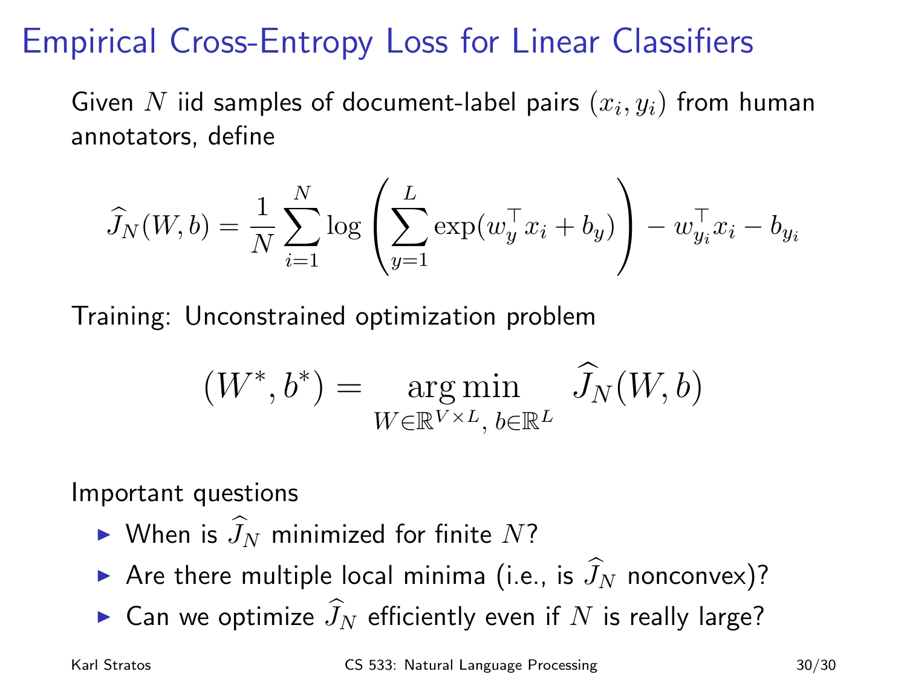# Empirical Cross-Entropy Loss for Linear Classifiers

Given $N$ iid samples of document-label pairs $(x_i, y_i)$ from human annotators, define

$$\widehat{J}_N(W, b) = \frac{1}{N} \sum_{i=1}^{N} \log \left( \sum_{y=1}^{L} \exp(w_y^\top x_i + b_y) \right) - w_{y_i}^\top x_i - b_{y_i}$$

Training: Unconstrained optimization problem

$$(W^*, b^*) = \underset{W \in \mathbb{R}^{V \times L},\, b \in \mathbb{R}^L}{\arg\min} \;\; \widehat{J}_N(W, b)$$

Important questions

- When is $\widehat{J}_N$ minimized for finite $N$?
- Are there multiple local minima (i.e., is $\widehat{J}_N$ nonconvex)?
- Can we optimize $\widehat{J}_N$ efficiently even if $N$ is really large?